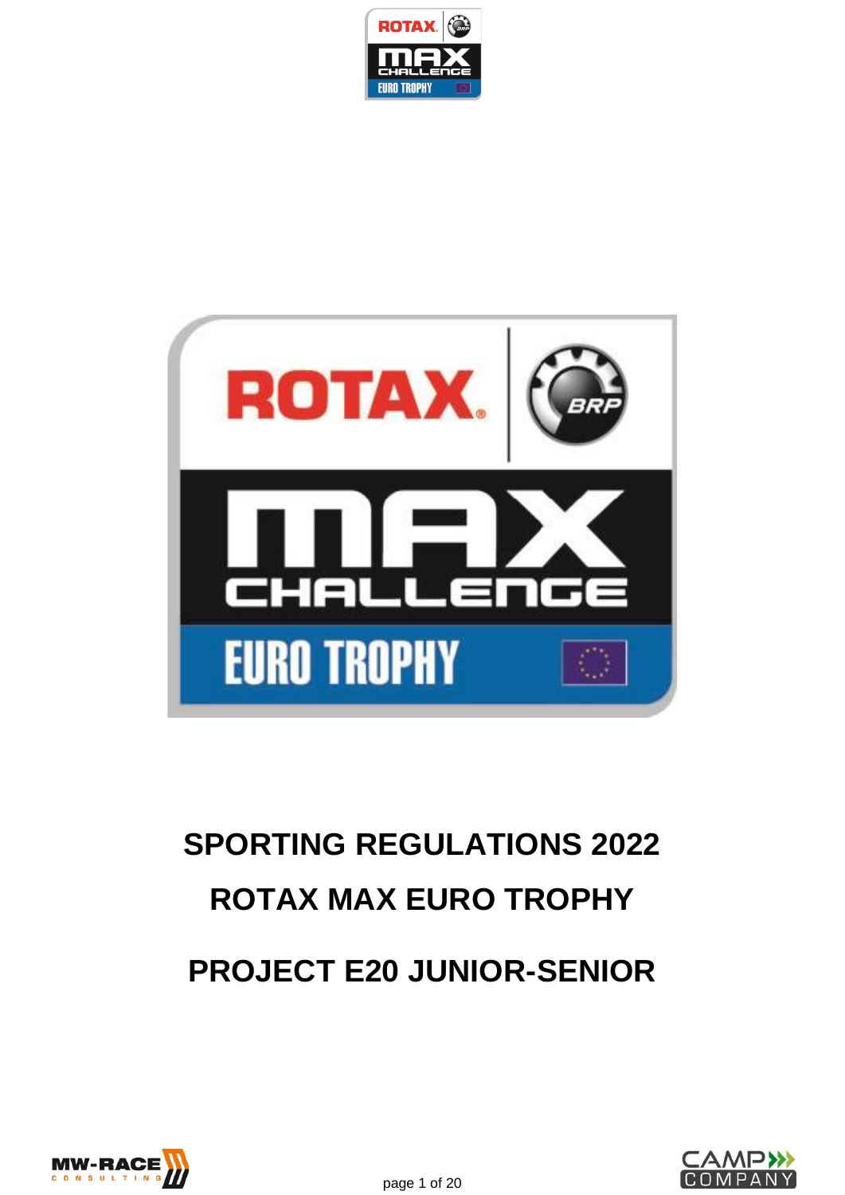# SPORTING REGULATIONS 2022

# ROTAX MAX EURO TROPHY

# PROJECT E20 JUNIOR-SENIOR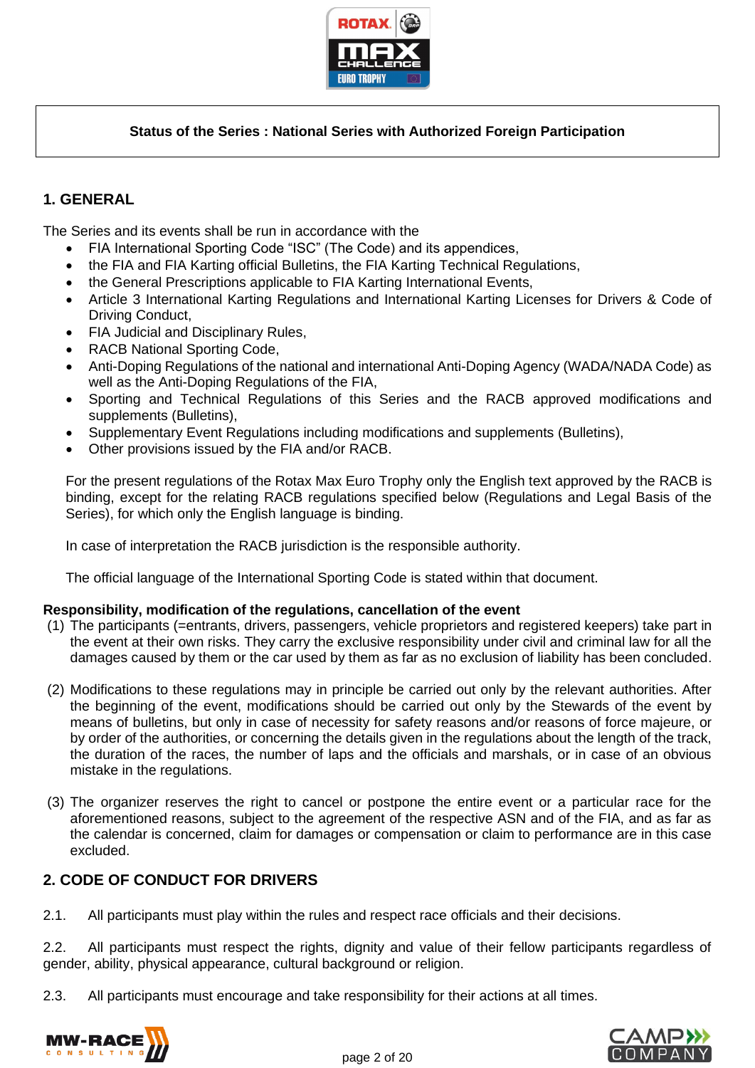**Status of the Series : National Series with Authorized Foreign Participation**

## 1. GENERAL

The Series and its events shall be run in accordance with the

- FIA International Sporting Code "ISC" (The Code) and its appendices,
- the FIA and FIA Karting official Bulletins, the FIA Karting Technical Regulations,
- the General Prescriptions applicable to FIA Karting International Events,
- Article 3 International Karting Regulations and International Karting Licenses for Drivers & Code of Driving Conduct,
- FIA Judicial and Disciplinary Rules,
- RACB National Sporting Code,
- Anti-Doping Regulations of the national and international Anti-Doping Agency (WADA/NADA Code) as well as the Anti-Doping Regulations of the FIA,
- Sporting and Technical Regulations of this Series and the RACB approved modifications and supplements (Bulletins),
- Supplementary Event Regulations including modifications and supplements (Bulletins),
- Other provisions issued by the FIA and/or RACB.

For the present regulations of the Rotax Max Euro Trophy only the English text approved by the RACB is binding, except for the relating RACB regulations specified below (Regulations and Legal Basis of the Series), for which only the English language is binding.

In case of interpretation the RACB jurisdiction is the responsible authority.

The official language of the International Sporting Code is stated within that document.

**Responsibility, modification of the regulations, cancellation of the event**

(1) The participants (=entrants, drivers, passengers, vehicle proprietors and registered keepers) take part in the event at their own risks. They carry the exclusive responsibility under civil and criminal law for all the damages caused by them or the car used by them as far as no exclusion of liability has been concluded.

(2) Modifications to these regulations may in principle be carried out only by the relevant authorities. After the beginning of the event, modifications should be carried out only by the Stewards of the event by means of bulletins, but only in case of necessity for safety reasons and/or reasons of force majeure, or by order of the authorities, or concerning the details given in the regulations about the length of the track, the duration of the races, the number of laps and the officials and marshals, or in case of an obvious mistake in the regulations.

(3) The organizer reserves the right to cancel or postpone the entire event or a particular race for the aforementioned reasons, subject to the agreement of the respective ASN and of the FIA, and as far as the calendar is concerned, claim for damages or compensation or claim to performance are in this case excluded.

## 2. CODE OF CONDUCT FOR DRIVERS

2.1. All participants must play within the rules and respect race officials and their decisions.

2.2. All participants must respect the rights, dignity and value of their fellow participants regardless of gender, ability, physical appearance, cultural background or religion.

2.3. All participants must encourage and take responsibility for their actions at all times.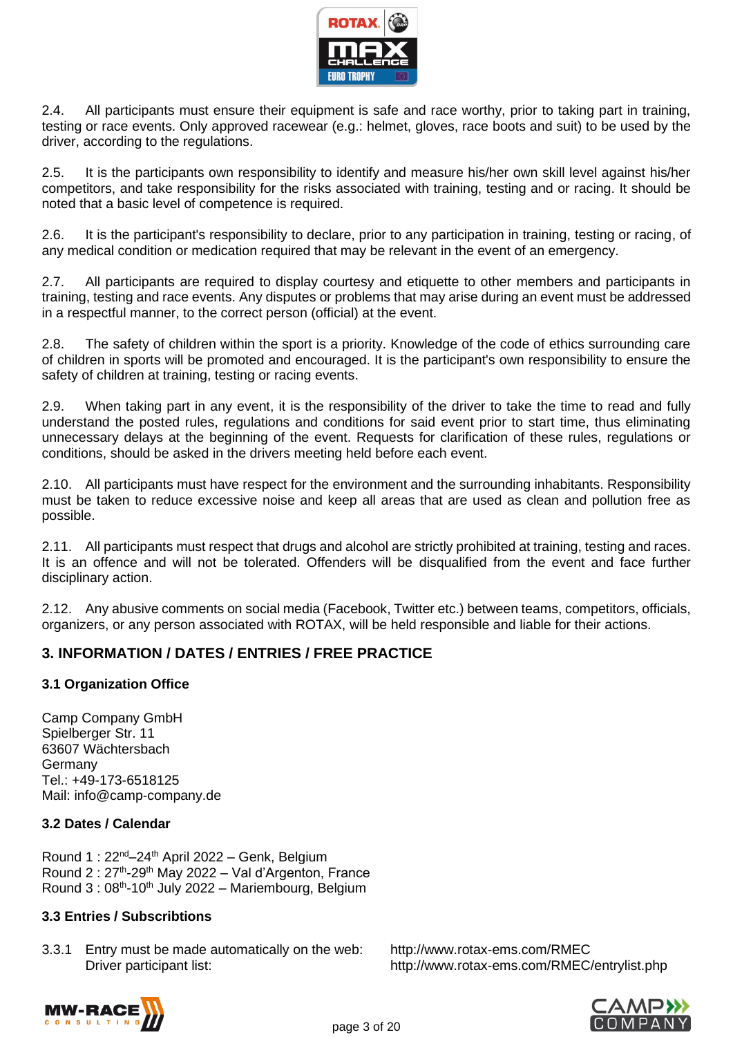2.4. All participants must ensure their equipment is safe and race worthy, prior to taking part in training, testing or race events. Only approved racewear (e.g.: helmet, gloves, race boots and suit) to be used by the driver, according to the regulations.

2.5. It is the participants own responsibility to identify and measure his/her own skill level against his/her competitors, and take responsibility for the risks associated with training, testing and or racing. It should be noted that a basic level of competence is required.

2.6. It is the participant's responsibility to declare, prior to any participation in training, testing or racing, of any medical condition or medication required that may be relevant in the event of an emergency.

2.7. All participants are required to display courtesy and etiquette to other members and participants in training, testing and race events. Any disputes or problems that may arise during an event must be addressed in a respectful manner, to the correct person (official) at the event.

2.8. The safety of children within the sport is a priority. Knowledge of the code of ethics surrounding care of children in sports will be promoted and encouraged. It is the participant's own responsibility to ensure the safety of children at training, testing or racing events.

2.9. When taking part in any event, it is the responsibility of the driver to take the time to read and fully understand the posted rules, regulations and conditions for said event prior to start time, thus eliminating unnecessary delays at the beginning of the event. Requests for clarification of these rules, regulations or conditions, should be asked in the drivers meeting held before each event.

2.10. All participants must have respect for the environment and the surrounding inhabitants. Responsibility must be taken to reduce excessive noise and keep all areas that are used as clean and pollution free as possible.

2.11. All participants must respect that drugs and alcohol are strictly prohibited at training, testing and races. It is an offence and will not be tolerated. Offenders will be disqualified from the event and face further disciplinary action.

2.12. Any abusive comments on social media (Facebook, Twitter etc.) between teams, competitors, officials, organizers, or any person associated with ROTAX, will be held responsible and liable for their actions.

## 3. INFORMATION / DATES / ENTRIES / FREE PRACTICE

### 3.1 Organization Office

Camp Company GmbH
Spielberger Str. 11
63607 Wächtersbach
Germany
Tel.: +49-173-6518125
Mail: info@camp-company.de

### 3.2 Dates / Calendar

Round 1 : 22nd–24th April 2022 – Genk, Belgium
Round 2 : 27th-29th May 2022 – Val d'Argenton, France
Round 3 : 08th-10th July 2022 – Mariembourg, Belgium

### 3.3 Entries / Subscribtions

3.3.1 Entry must be made automatically on the web: http://www.rotax-ems.com/RMEC
Driver participant list: http://www.rotax-ems.com/RMEC/entrylist.php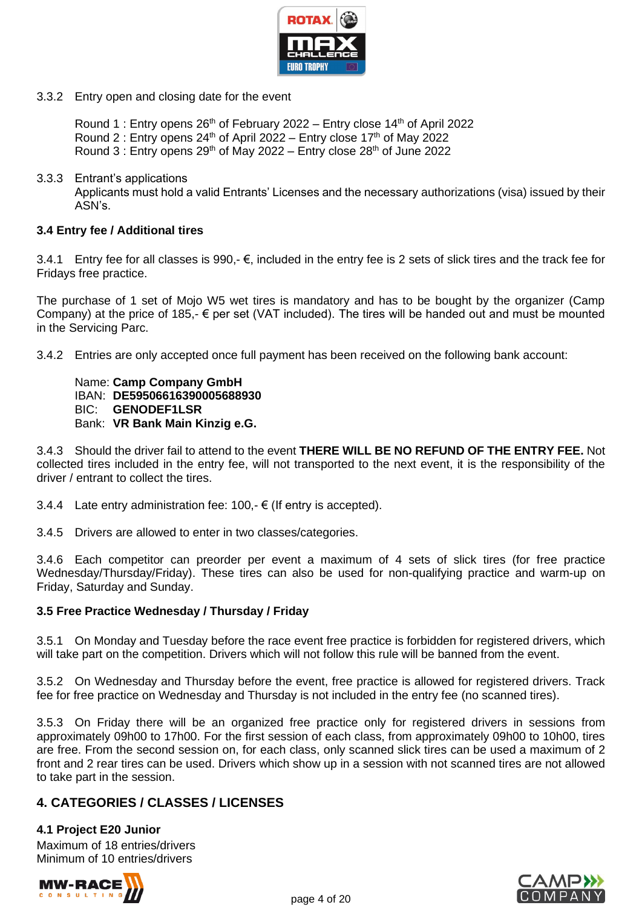3.3.2 Entry open and closing date for the event

Round 1 : Entry opens 26th of February 2022 – Entry close 14th of April 2022
Round 2 : Entry opens 24th of April 2022 – Entry close 17th of May 2022
Round 3 : Entry opens 29th of May 2022 – Entry close 28th of June 2022

3.3.3 Entrant's applications
Applicants must hold a valid Entrants' Licenses and the necessary authorizations (visa) issued by their ASN's.

### 3.4 Entry fee / Additional tires

3.4.1 Entry fee for all classes is 990,- €, included in the entry fee is 2 sets of slick tires and the track fee for Fridays free practice.

The purchase of 1 set of Mojo W5 wet tires is mandatory and has to be bought by the organizer (Camp Company) at the price of 185,- € per set (VAT included). The tires will be handed out and must be mounted in the Servicing Parc.

3.4.2 Entries are only accepted once full payment has been received on the following bank account:

Name: **Camp Company GmbH**
IBAN: **DE59506616390005688930**
BIC: **GENODEF1LSR**
Bank: **VR Bank Main Kinzig e.G.**

3.4.3 Should the driver fail to attend to the event **THERE WILL BE NO REFUND OF THE ENTRY FEE.** Not collected tires included in the entry fee, will not transported to the next event, it is the responsibility of the driver / entrant to collect the tires.

3.4.4 Late entry administration fee: 100,- € (If entry is accepted).

3.4.5 Drivers are allowed to enter in two classes/categories.

3.4.6 Each competitor can preorder per event a maximum of 4 sets of slick tires (for free practice Wednesday/Thursday/Friday). These tires can also be used for non-qualifying practice and warm-up on Friday, Saturday and Sunday.

### 3.5 Free Practice Wednesday / Thursday / Friday

3.5.1 On Monday and Tuesday before the race event free practice is forbidden for registered drivers, which will take part on the competition. Drivers which will not follow this rule will be banned from the event.

3.5.2 On Wednesday and Thursday before the event, free practice is allowed for registered drivers. Track fee for free practice on Wednesday and Thursday is not included in the entry fee (no scanned tires).

3.5.3 On Friday there will be an organized free practice only for registered drivers in sessions from approximately 09h00 to 17h00. For the first session of each class, from approximately 09h00 to 10h00, tires are free. From the second session on, for each class, only scanned slick tires can be used a maximum of 2 front and 2 rear tires can be used. Drivers which show up in a session with not scanned tires are not allowed to take part in the session.

## 4. CATEGORIES / CLASSES / LICENSES

### 4.1 Project E20 Junior

Maximum of 18 entries/drivers
Minimum of 10 entries/drivers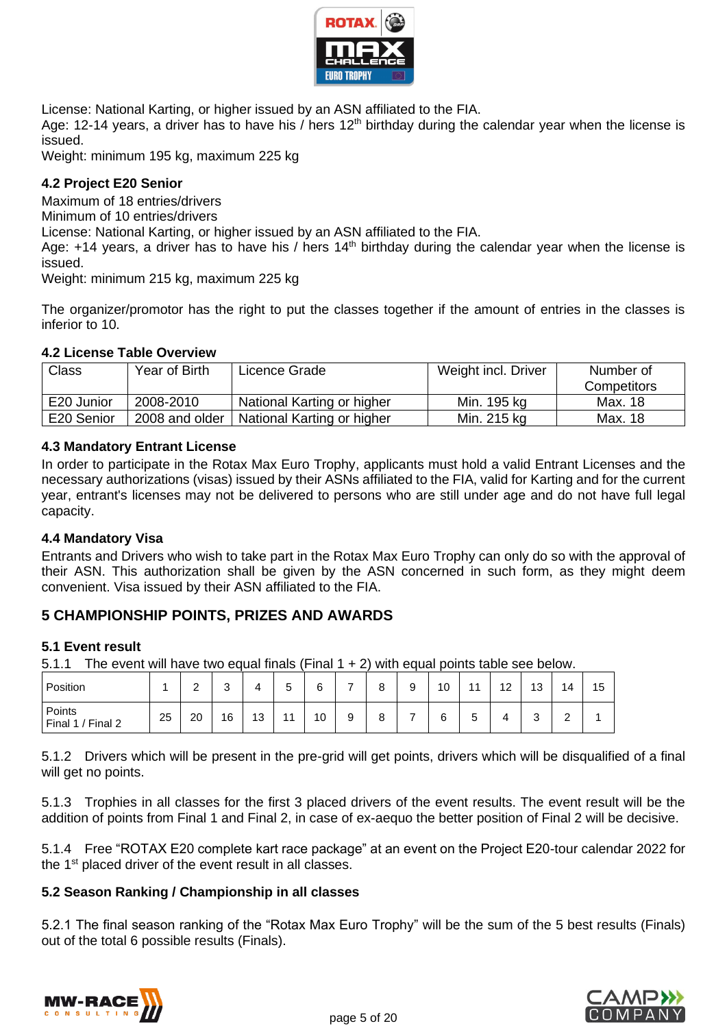License: National Karting, or higher issued by an ASN affiliated to the FIA.
Age: 12-14 years, a driver has to have his / hers 12th birthday during the calendar year when the license is issued.
Weight: minimum 195 kg, maximum 225 kg

### 4.2 Project E20 Senior

Maximum of 18 entries/drivers
Minimum of 10 entries/drivers
License: National Karting, or higher issued by an ASN affiliated to the FIA.
Age: +14 years, a driver has to have his / hers 14th birthday during the calendar year when the license is issued.
Weight: minimum 215 kg, maximum 225 kg

The organizer/promotor has the right to put the classes together if the amount of entries in the classes is inferior to 10.

### 4.2 License Table Overview

| Class | Year of Birth | Licence Grade | Weight incl. Driver | Number of Competitors |
|---|---|---|---|---|
| E20 Junior | 2008-2010 | National Karting or higher | Min. 195 kg | Max. 18 |
| E20 Senior | 2008 and older | National Karting or higher | Min. 215 kg | Max. 18 |

### 4.3 Mandatory Entrant License

In order to participate in the Rotax Max Euro Trophy, applicants must hold a valid Entrant Licenses and the necessary authorizations (visas) issued by their ASNs affiliated to the FIA, valid for Karting and for the current year, entrant's licenses may not be delivered to persons who are still under age and do not have full legal capacity.

### 4.4 Mandatory Visa

Entrants and Drivers who wish to take part in the Rotax Max Euro Trophy can only do so with the approval of their ASN. This authorization shall be given by the ASN concerned in such form, as they might deem convenient. Visa issued by their ASN affiliated to the FIA.

## 5 CHAMPIONSHIP POINTS, PRIZES AND AWARDS

### 5.1 Event result

5.1.1 The event will have two equal finals (Final 1 + 2) with equal points table see below.

| Position | 1 | 2 | 3 | 4 | 5 | 6 | 7 | 8 | 9 | 10 | 11 | 12 | 13 | 14 | 15 |
|---|---|---|---|---|---|---|---|---|---|---|---|---|---|---|---|
| Points Final 1 / Final 2 | 25 | 20 | 16 | 13 | 11 | 10 | 9 | 8 | 7 | 6 | 5 | 4 | 3 | 2 | 1 |

5.1.2 Drivers which will be present in the pre-grid will get points, drivers which will be disqualified of a final will get no points.

5.1.3 Trophies in all classes for the first 3 placed drivers of the event results. The event result will be the addition of points from Final 1 and Final 2, in case of ex-aequo the better position of Final 2 will be decisive.

5.1.4 Free "ROTAX E20 complete kart race package" at an event on the Project E20-tour calendar 2022 for the 1st placed driver of the event result in all classes.

### 5.2 Season Ranking / Championship in all classes

5.2.1 The final season ranking of the "Rotax Max Euro Trophy" will be the sum of the 5 best results (Finals) out of the total 6 possible results (Finals).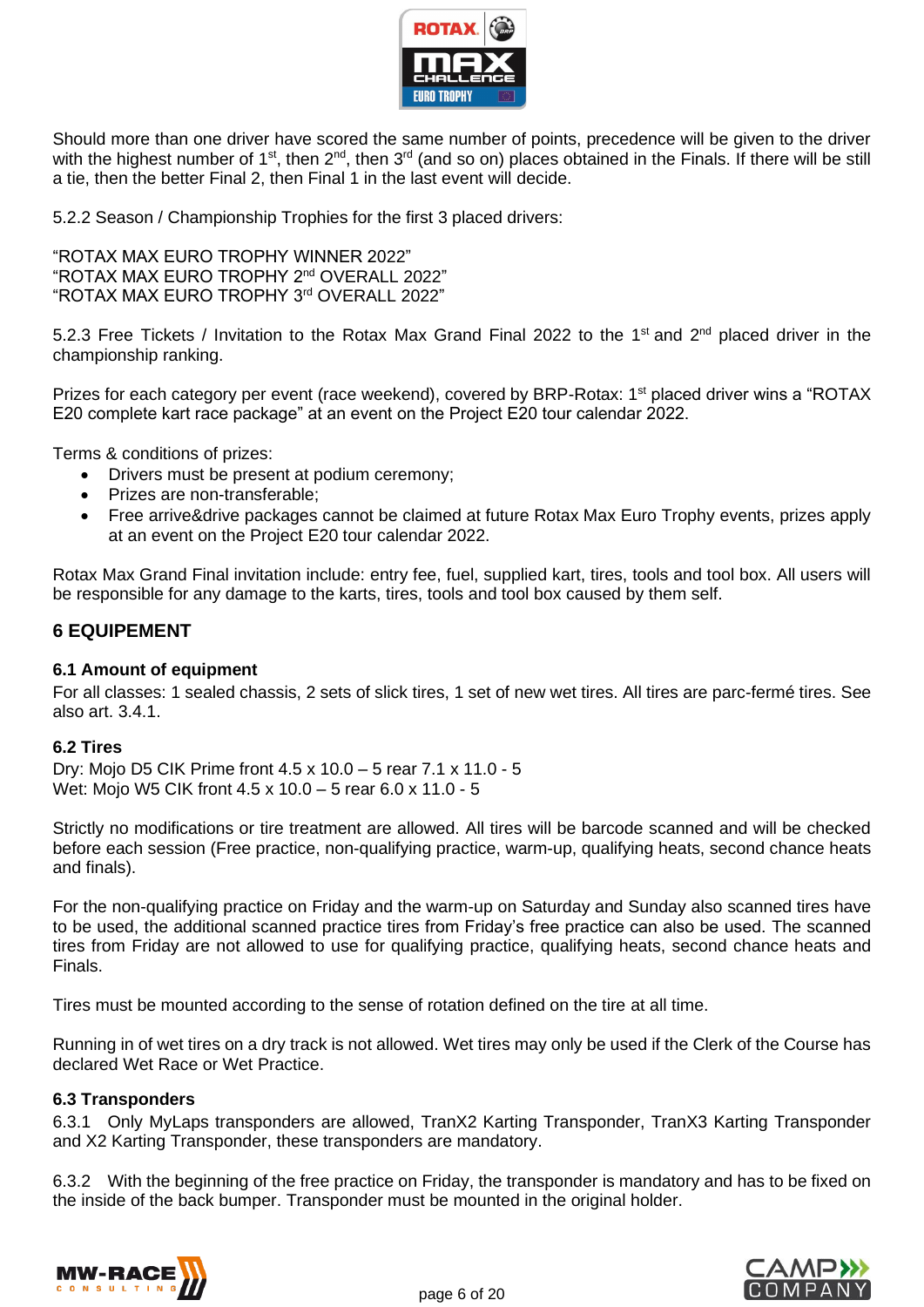Should more than one driver have scored the same number of points, precedence will be given to the driver with the highest number of 1st, then 2nd, then 3rd (and so on) places obtained in the Finals. If there will be still a tie, then the better Final 2, then Final 1 in the last event will decide.

5.2.2 Season / Championship Trophies for the first 3 placed drivers:

"ROTAX MAX EURO TROPHY WINNER 2022"
"ROTAX MAX EURO TROPHY 2nd OVERALL 2022"
"ROTAX MAX EURO TROPHY 3rd OVERALL 2022"

5.2.3 Free Tickets / Invitation to the Rotax Max Grand Final 2022 to the 1st and 2nd placed driver in the championship ranking.

Prizes for each category per event (race weekend), covered by BRP-Rotax: 1st placed driver wins a "ROTAX E20 complete kart race package" at an event on the Project E20 tour calendar 2022.

Terms & conditions of prizes:

- Drivers must be present at podium ceremony;
- Prizes are non-transferable;
- Free arrive&drive packages cannot be claimed at future Rotax Max Euro Trophy events, prizes apply at an event on the Project E20 tour calendar 2022.

Rotax Max Grand Final invitation include: entry fee, fuel, supplied kart, tires, tools and tool box. All users will be responsible for any damage to the karts, tires, tools and tool box caused by them self.

## 6 EQUIPEMENT

### 6.1 Amount of equipment

For all classes: 1 sealed chassis, 2 sets of slick tires, 1 set of new wet tires. All tires are parc-fermé tires. See also art. 3.4.1.

### 6.2 Tires

Dry: Mojo D5 CIK Prime front 4.5 x 10.0 – 5 rear 7.1 x 11.0 - 5
Wet: Mojo W5 CIK front 4.5 x 10.0 – 5 rear 6.0 x 11.0 - 5

Strictly no modifications or tire treatment are allowed. All tires will be barcode scanned and will be checked before each session (Free practice, non-qualifying practice, warm-up, qualifying heats, second chance heats and finals).

For the non-qualifying practice on Friday and the warm-up on Saturday and Sunday also scanned tires have to be used, the additional scanned practice tires from Friday's free practice can also be used. The scanned tires from Friday are not allowed to use for qualifying practice, qualifying heats, second chance heats and Finals.

Tires must be mounted according to the sense of rotation defined on the tire at all time.

Running in of wet tires on a dry track is not allowed. Wet tires may only be used if the Clerk of the Course has declared Wet Race or Wet Practice.

### 6.3 Transponders

6.3.1 Only MyLaps transponders are allowed, TranX2 Karting Transponder, TranX3 Karting Transponder and X2 Karting Transponder, these transponders are mandatory.

6.3.2 With the beginning of the free practice on Friday, the transponder is mandatory and has to be fixed on the inside of the back bumper. Transponder must be mounted in the original holder.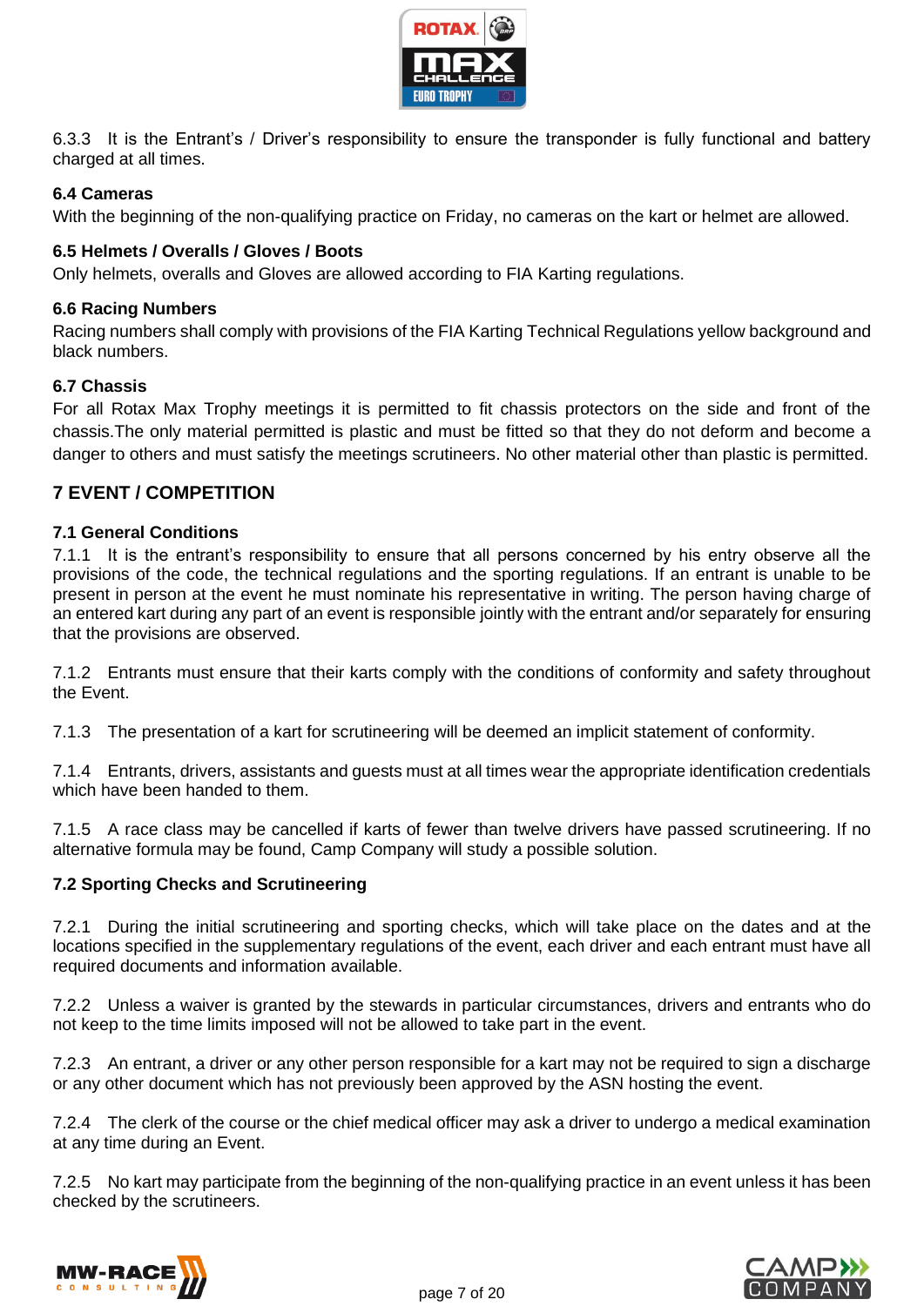6.3.3 It is the Entrant's / Driver's responsibility to ensure the transponder is fully functional and battery charged at all times.

### 6.4 Cameras

With the beginning of the non-qualifying practice on Friday, no cameras on the kart or helmet are allowed.

### 6.5 Helmets / Overalls / Gloves / Boots

Only helmets, overalls and Gloves are allowed according to FIA Karting regulations.

### 6.6 Racing Numbers

Racing numbers shall comply with provisions of the FIA Karting Technical Regulations yellow background and black numbers.

### 6.7 Chassis

For all Rotax Max Trophy meetings it is permitted to fit chassis protectors on the side and front of the chassis.The only material permitted is plastic and must be fitted so that they do not deform and become a danger to others and must satisfy the meetings scrutineers. No other material other than plastic is permitted.

## 7 EVENT / COMPETITION

### 7.1 General Conditions

7.1.1 It is the entrant's responsibility to ensure that all persons concerned by his entry observe all the provisions of the code, the technical regulations and the sporting regulations. If an entrant is unable to be present in person at the event he must nominate his representative in writing. The person having charge of an entered kart during any part of an event is responsible jointly with the entrant and/or separately for ensuring that the provisions are observed.

7.1.2 Entrants must ensure that their karts comply with the conditions of conformity and safety throughout the Event.

7.1.3 The presentation of a kart for scrutineering will be deemed an implicit statement of conformity.

7.1.4 Entrants, drivers, assistants and guests must at all times wear the appropriate identification credentials which have been handed to them.

7.1.5 A race class may be cancelled if karts of fewer than twelve drivers have passed scrutineering. If no alternative formula may be found, Camp Company will study a possible solution.

### 7.2 Sporting Checks and Scrutineering

7.2.1 During the initial scrutineering and sporting checks, which will take place on the dates and at the locations specified in the supplementary regulations of the event, each driver and each entrant must have all required documents and information available.

7.2.2 Unless a waiver is granted by the stewards in particular circumstances, drivers and entrants who do not keep to the time limits imposed will not be allowed to take part in the event.

7.2.3 An entrant, a driver or any other person responsible for a kart may not be required to sign a discharge or any other document which has not previously been approved by the ASN hosting the event.

7.2.4 The clerk of the course or the chief medical officer may ask a driver to undergo a medical examination at any time during an Event.

7.2.5 No kart may participate from the beginning of the non-qualifying practice in an event unless it has been checked by the scrutineers.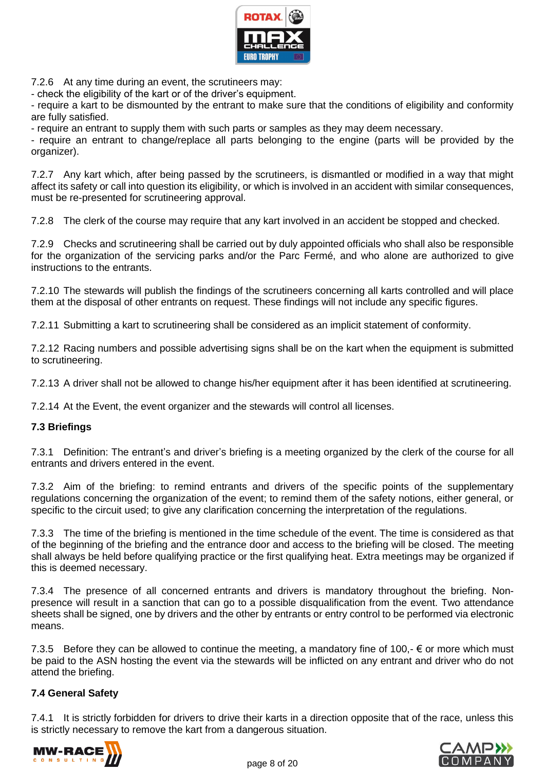7.2.6 At any time during an event, the scrutineers may:

- check the eligibility of the kart or of the driver's equipment.
- require a kart to be dismounted by the entrant to make sure that the conditions of eligibility and conformity are fully satisfied.
- require an entrant to supply them with such parts or samples as they may deem necessary.
- require an entrant to change/replace all parts belonging to the engine (parts will be provided by the organizer).

7.2.7 Any kart which, after being passed by the scrutineers, is dismantled or modified in a way that might affect its safety or call into question its eligibility, or which is involved in an accident with similar consequences, must be re-presented for scrutineering approval.

7.2.8 The clerk of the course may require that any kart involved in an accident be stopped and checked.

7.2.9 Checks and scrutineering shall be carried out by duly appointed officials who shall also be responsible for the organization of the servicing parks and/or the Parc Fermé, and who alone are authorized to give instructions to the entrants.

7.2.10 The stewards will publish the findings of the scrutineers concerning all karts controlled and will place them at the disposal of other entrants on request. These findings will not include any specific figures.

7.2.11 Submitting a kart to scrutineering shall be considered as an implicit statement of conformity.

7.2.12 Racing numbers and possible advertising signs shall be on the kart when the equipment is submitted to scrutineering.

7.2.13 A driver shall not be allowed to change his/her equipment after it has been identified at scrutineering.

7.2.14 At the Event, the event organizer and the stewards will control all licenses.

**7.3 Briefings**

7.3.1 Definition: The entrant's and driver's briefing is a meeting organized by the clerk of the course for all entrants and drivers entered in the event.

7.3.2 Aim of the briefing: to remind entrants and drivers of the specific points of the supplementary regulations concerning the organization of the event; to remind them of the safety notions, either general, or specific to the circuit used; to give any clarification concerning the interpretation of the regulations.

7.3.3 The time of the briefing is mentioned in the time schedule of the event. The time is considered as that of the beginning of the briefing and the entrance door and access to the briefing will be closed. The meeting shall always be held before qualifying practice or the first qualifying heat. Extra meetings may be organized if this is deemed necessary.

7.3.4 The presence of all concerned entrants and drivers is mandatory throughout the briefing. Non-presence will result in a sanction that can go to a possible disqualification from the event. Two attendance sheets shall be signed, one by drivers and the other by entrants or entry control to be performed via electronic means.

7.3.5 Before they can be allowed to continue the meeting, a mandatory fine of 100,- € or more which must be paid to the ASN hosting the event via the stewards will be inflicted on any entrant and driver who do not attend the briefing.

**7.4 General Safety**

7.4.1 It is strictly forbidden for drivers to drive their karts in a direction opposite that of the race, unless this is strictly necessary to remove the kart from a dangerous situation.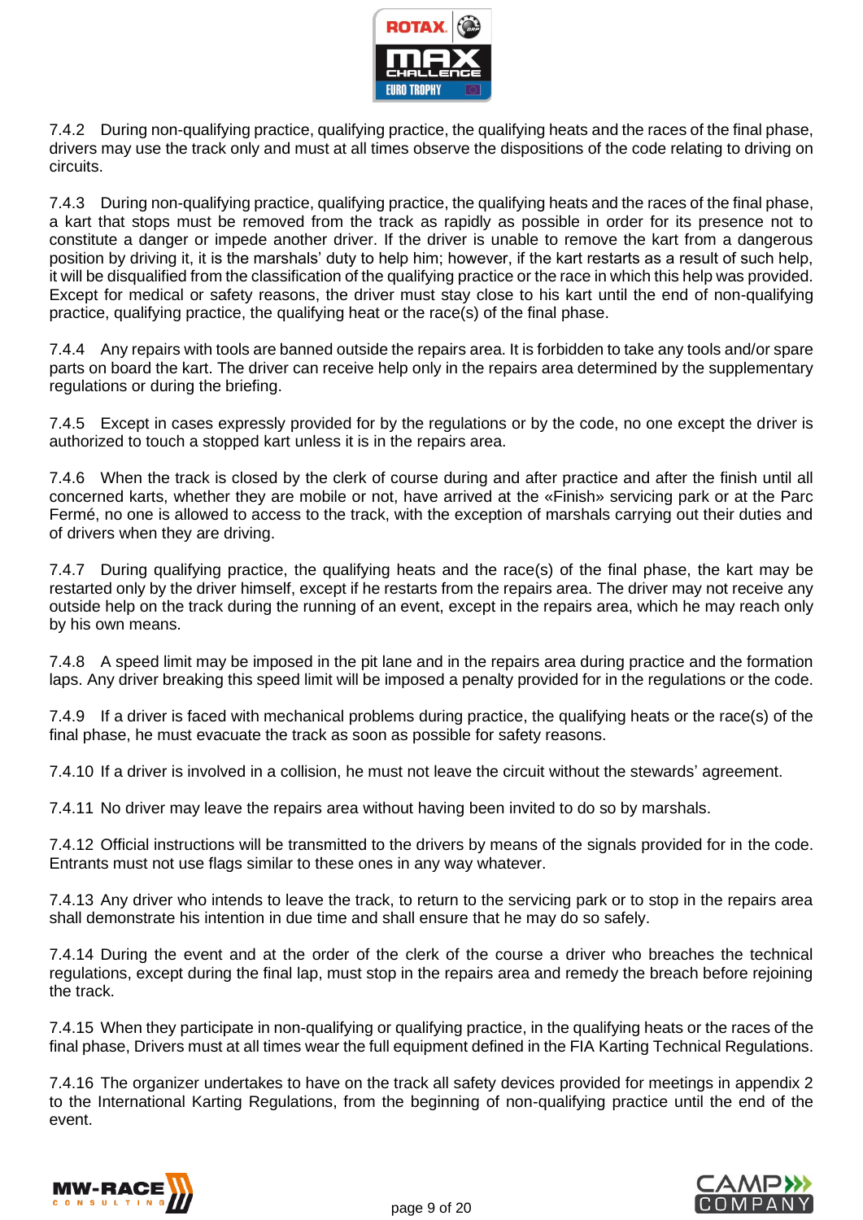7.4.2 During non-qualifying practice, qualifying practice, the qualifying heats and the races of the final phase, drivers may use the track only and must at all times observe the dispositions of the code relating to driving on circuits.

7.4.3 During non-qualifying practice, qualifying practice, the qualifying heats and the races of the final phase, a kart that stops must be removed from the track as rapidly as possible in order for its presence not to constitute a danger or impede another driver. If the driver is unable to remove the kart from a dangerous position by driving it, it is the marshals' duty to help him; however, if the kart restarts as a result of such help, it will be disqualified from the classification of the qualifying practice or the race in which this help was provided. Except for medical or safety reasons, the driver must stay close to his kart until the end of non-qualifying practice, qualifying practice, the qualifying heat or the race(s) of the final phase.

7.4.4 Any repairs with tools are banned outside the repairs area. It is forbidden to take any tools and/or spare parts on board the kart. The driver can receive help only in the repairs area determined by the supplementary regulations or during the briefing.

7.4.5 Except in cases expressly provided for by the regulations or by the code, no one except the driver is authorized to touch a stopped kart unless it is in the repairs area.

7.4.6 When the track is closed by the clerk of course during and after practice and after the finish until all concerned karts, whether they are mobile or not, have arrived at the «Finish» servicing park or at the Parc Fermé, no one is allowed to access to the track, with the exception of marshals carrying out their duties and of drivers when they are driving.

7.4.7 During qualifying practice, the qualifying heats and the race(s) of the final phase, the kart may be restarted only by the driver himself, except if he restarts from the repairs area. The driver may not receive any outside help on the track during the running of an event, except in the repairs area, which he may reach only by his own means.

7.4.8 A speed limit may be imposed in the pit lane and in the repairs area during practice and the formation laps. Any driver breaking this speed limit will be imposed a penalty provided for in the regulations or the code.

7.4.9 If a driver is faced with mechanical problems during practice, the qualifying heats or the race(s) of the final phase, he must evacuate the track as soon as possible for safety reasons.

7.4.10 If a driver is involved in a collision, he must not leave the circuit without the stewards' agreement.

7.4.11 No driver may leave the repairs area without having been invited to do so by marshals.

7.4.12 Official instructions will be transmitted to the drivers by means of the signals provided for in the code. Entrants must not use flags similar to these ones in any way whatever.

7.4.13 Any driver who intends to leave the track, to return to the servicing park or to stop in the repairs area shall demonstrate his intention in due time and shall ensure that he may do so safely.

7.4.14 During the event and at the order of the clerk of the course a driver who breaches the technical regulations, except during the final lap, must stop in the repairs area and remedy the breach before rejoining the track.

7.4.15 When they participate in non-qualifying or qualifying practice, in the qualifying heats or the races of the final phase, Drivers must at all times wear the full equipment defined in the FIA Karting Technical Regulations.

7.4.16 The organizer undertakes to have on the track all safety devices provided for meetings in appendix 2 to the International Karting Regulations, from the beginning of non-qualifying practice until the end of the event.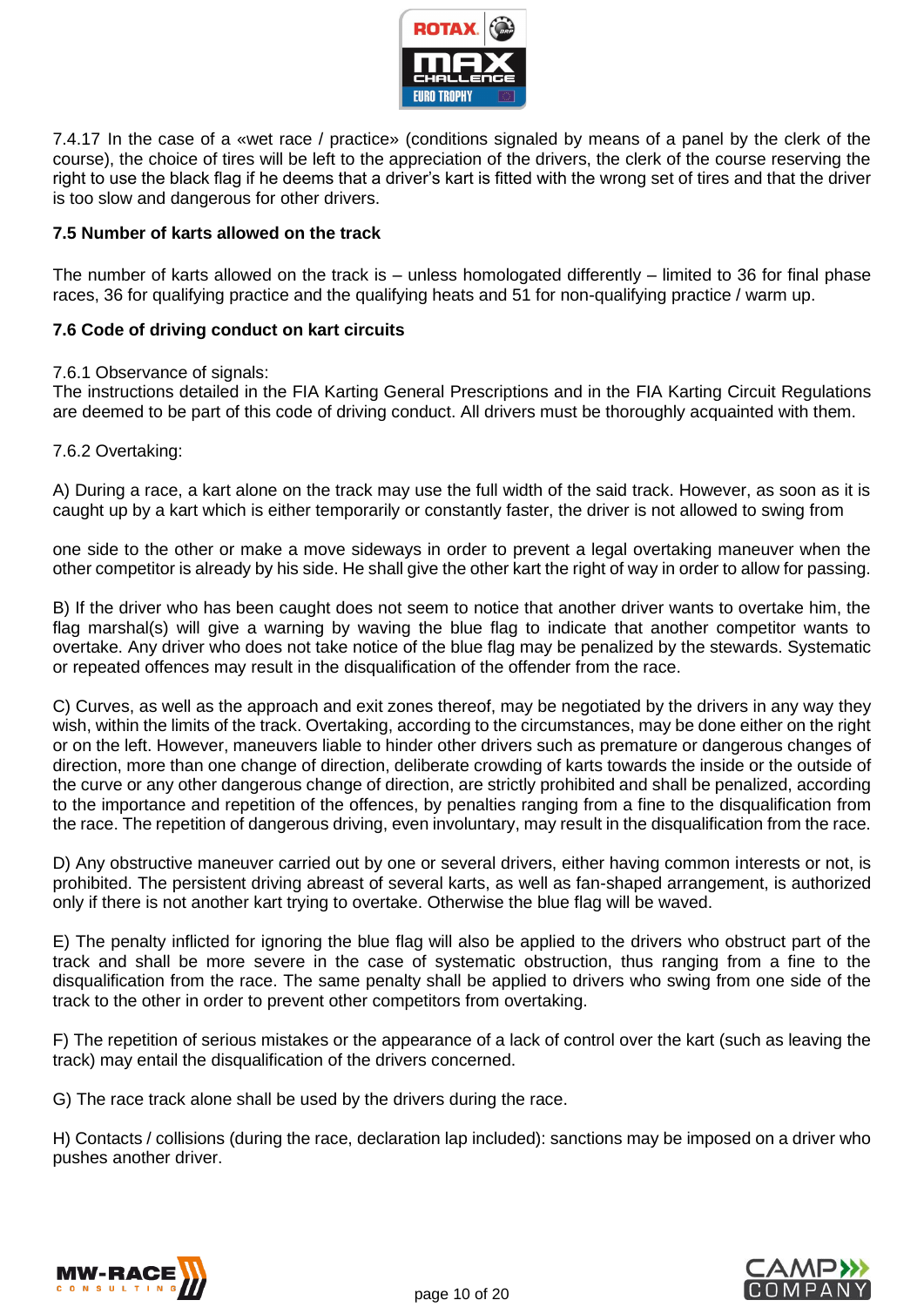7.4.17 In the case of a «wet race / practice» (conditions signaled by means of a panel by the clerk of the course), the choice of tires will be left to the appreciation of the drivers, the clerk of the course reserving the right to use the black flag if he deems that a driver's kart is fitted with the wrong set of tires and that the driver is too slow and dangerous for other drivers.

### 7.5 Number of karts allowed on the track

The number of karts allowed on the track is – unless homologated differently – limited to 36 for final phase races, 36 for qualifying practice and the qualifying heats and 51 for non-qualifying practice / warm up.

### 7.6 Code of driving conduct on kart circuits

7.6.1 Observance of signals:
The instructions detailed in the FIA Karting General Prescriptions and in the FIA Karting Circuit Regulations are deemed to be part of this code of driving conduct. All drivers must be thoroughly acquainted with them.

7.6.2 Overtaking:

A) During a race, a kart alone on the track may use the full width of the said track. However, as soon as it is caught up by a kart which is either temporarily or constantly faster, the driver is not allowed to swing from one side to the other or make a move sideways in order to prevent a legal overtaking maneuver when the other competitor is already by his side. He shall give the other kart the right of way in order to allow for passing.

B) If the driver who has been caught does not seem to notice that another driver wants to overtake him, the flag marshal(s) will give a warning by waving the blue flag to indicate that another competitor wants to overtake. Any driver who does not take notice of the blue flag may be penalized by the stewards. Systematic or repeated offences may result in the disqualification of the offender from the race.

C) Curves, as well as the approach and exit zones thereof, may be negotiated by the drivers in any way they wish, within the limits of the track. Overtaking, according to the circumstances, may be done either on the right or on the left. However, maneuvers liable to hinder other drivers such as premature or dangerous changes of direction, more than one change of direction, deliberate crowding of karts towards the inside or the outside of the curve or any other dangerous change of direction, are strictly prohibited and shall be penalized, according to the importance and repetition of the offences, by penalties ranging from a fine to the disqualification from the race. The repetition of dangerous driving, even involuntary, may result in the disqualification from the race.

D) Any obstructive maneuver carried out by one or several drivers, either having common interests or not, is prohibited. The persistent driving abreast of several karts, as well as fan-shaped arrangement, is authorized only if there is not another kart trying to overtake. Otherwise the blue flag will be waved.

E) The penalty inflicted for ignoring the blue flag will also be applied to the drivers who obstruct part of the track and shall be more severe in the case of systematic obstruction, thus ranging from a fine to the disqualification from the race. The same penalty shall be applied to drivers who swing from one side of the track to the other in order to prevent other competitors from overtaking.

F) The repetition of serious mistakes or the appearance of a lack of control over the kart (such as leaving the track) may entail the disqualification of the drivers concerned.

G) The race track alone shall be used by the drivers during the race.

H) Contacts / collisions (during the race, declaration lap included): sanctions may be imposed on a driver who pushes another driver.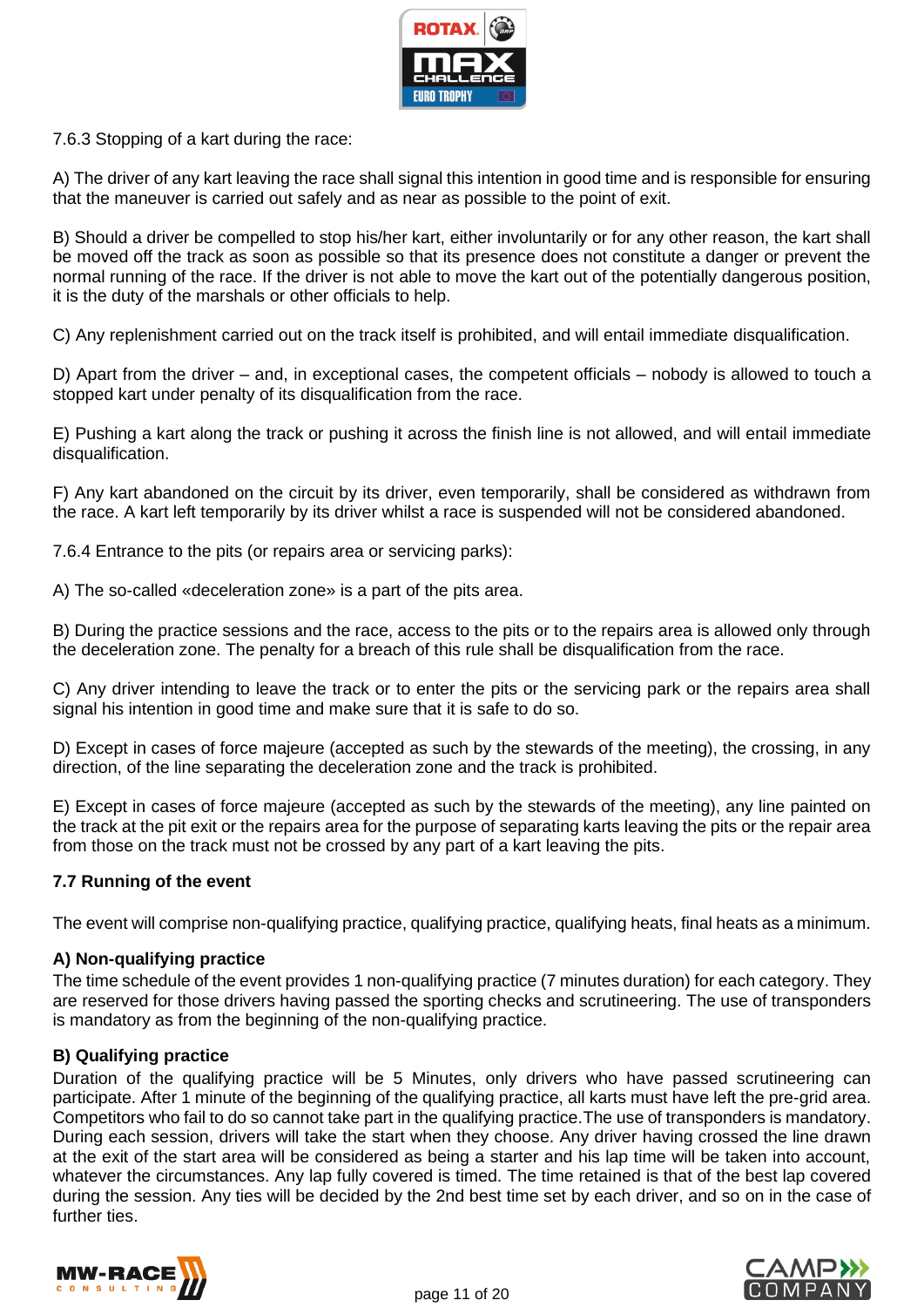7.6.3 Stopping of a kart during the race:

A) The driver of any kart leaving the race shall signal this intention in good time and is responsible for ensuring that the maneuver is carried out safely and as near as possible to the point of exit.

B) Should a driver be compelled to stop his/her kart, either involuntarily or for any other reason, the kart shall be moved off the track as soon as possible so that its presence does not constitute a danger or prevent the normal running of the race. If the driver is not able to move the kart out of the potentially dangerous position, it is the duty of the marshals or other officials to help.

C) Any replenishment carried out on the track itself is prohibited, and will entail immediate disqualification.

D) Apart from the driver – and, in exceptional cases, the competent officials – nobody is allowed to touch a stopped kart under penalty of its disqualification from the race.

E) Pushing a kart along the track or pushing it across the finish line is not allowed, and will entail immediate disqualification.

F) Any kart abandoned on the circuit by its driver, even temporarily, shall be considered as withdrawn from the race. A kart left temporarily by its driver whilst a race is suspended will not be considered abandoned.

7.6.4 Entrance to the pits (or repairs area or servicing parks):

A) The so-called «deceleration zone» is a part of the pits area.

B) During the practice sessions and the race, access to the pits or to the repairs area is allowed only through the deceleration zone. The penalty for a breach of this rule shall be disqualification from the race.

C) Any driver intending to leave the track or to enter the pits or the servicing park or the repairs area shall signal his intention in good time and make sure that it is safe to do so.

D) Except in cases of force majeure (accepted as such by the stewards of the meeting), the crossing, in any direction, of the line separating the deceleration zone and the track is prohibited.

E) Except in cases of force majeure (accepted as such by the stewards of the meeting), any line painted on the track at the pit exit or the repairs area for the purpose of separating karts leaving the pits or the repair area from those on the track must not be crossed by any part of a kart leaving the pits.

**7.7 Running of the event**

The event will comprise non-qualifying practice, qualifying practice, qualifying heats, final heats as a minimum.

**A) Non-qualifying practice**
The time schedule of the event provides 1 non-qualifying practice (7 minutes duration) for each category. They are reserved for those drivers having passed the sporting checks and scrutineering. The use of transponders is mandatory as from the beginning of the non-qualifying practice.

**B) Qualifying practice**
Duration of the qualifying practice will be 5 Minutes, only drivers who have passed scrutineering can participate. After 1 minute of the beginning of the qualifying practice, all karts must have left the pre-grid area. Competitors who fail to do so cannot take part in the qualifying practice.The use of transponders is mandatory. During each session, drivers will take the start when they choose. Any driver having crossed the line drawn at the exit of the start area will be considered as being a starter and his lap time will be taken into account, whatever the circumstances. Any lap fully covered is timed. The time retained is that of the best lap covered during the session. Any ties will be decided by the 2nd best time set by each driver, and so on in the case of further ties.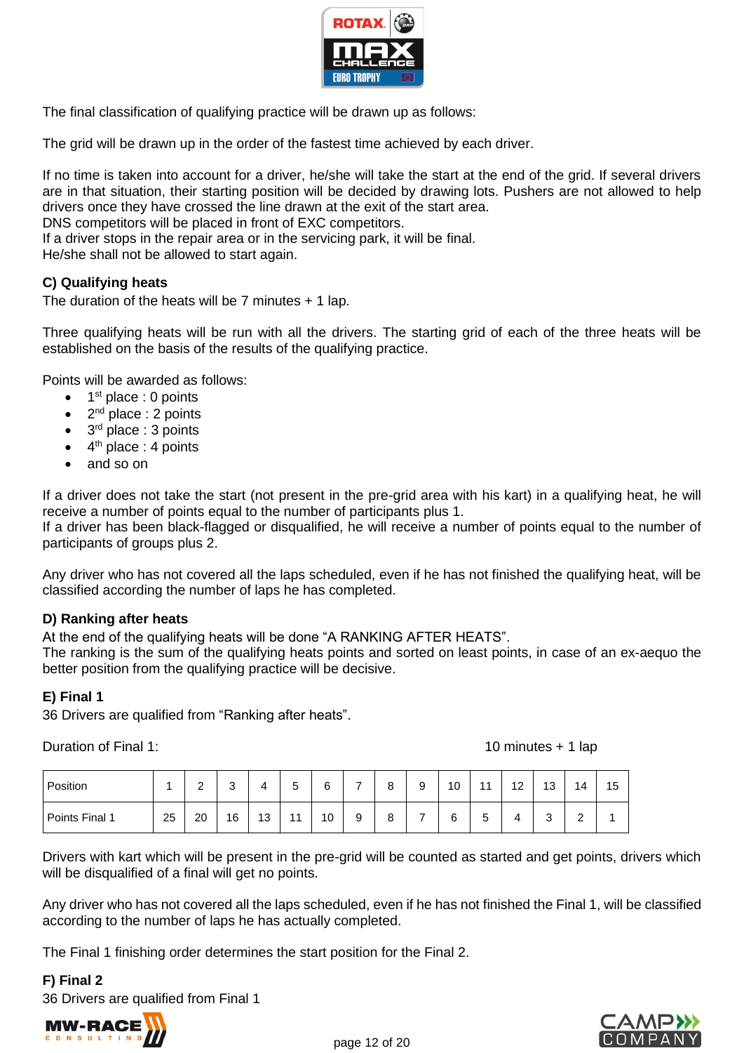The final classification of qualifying practice will be drawn up as follows:

The grid will be drawn up in the order of the fastest time achieved by each driver.

If no time is taken into account for a driver, he/she will take the start at the end of the grid. If several drivers are in that situation, their starting position will be decided by drawing lots. Pushers are not allowed to help drivers once they have crossed the line drawn at the exit of the start area.
DNS competitors will be placed in front of EXC competitors.
If a driver stops in the repair area or in the servicing park, it will be final.
He/she shall not be allowed to start again.

**C) Qualifying heats**

The duration of the heats will be 7 minutes + 1 lap.

Three qualifying heats will be run with all the drivers. The starting grid of each of the three heats will be established on the basis of the results of the qualifying practice.

Points will be awarded as follows:

- 1st place : 0 points
- 2nd place : 2 points
- 3rd place : 3 points
- 4th place : 4 points
- and so on

If a driver does not take the start (not present in the pre-grid area with his kart) in a qualifying heat, he will receive a number of points equal to the number of participants plus 1.
If a driver has been black-flagged or disqualified, he will receive a number of points equal to the number of participants of groups plus 2.

Any driver who has not covered all the laps scheduled, even if he has not finished the qualifying heat, will be classified according the number of laps he has completed.

**D) Ranking after heats**

At the end of the qualifying heats will be done “A RANKING AFTER HEATS”.
The ranking is the sum of the qualifying heats points and sorted on least points, in case of an ex-aequo the better position from the qualifying practice will be decisive.

**E) Final 1**

36 Drivers are qualified from “Ranking after heats”.

Duration of Final 1: 10 minutes + 1 lap

| Position | 1 | 2 | 3 | 4 | 5 | 6 | 7 | 8 | 9 | 10 | 11 | 12 | 13 | 14 | 15 |
|---|---|---|---|---|---|---|---|---|---|---|---|---|---|---|---|
| Points Final 1 | 25 | 20 | 16 | 13 | 11 | 10 | 9 | 8 | 7 | 6 | 5 | 4 | 3 | 2 | 1 |

Drivers with kart which will be present in the pre-grid will be counted as started and get points, drivers which will be disqualified of a final will get no points.

Any driver who has not covered all the laps scheduled, even if he has not finished the Final 1, will be classified according to the number of laps he has actually completed.

The Final 1 finishing order determines the start position for the Final 2.

**F) Final 2**

36 Drivers are qualified from Final 1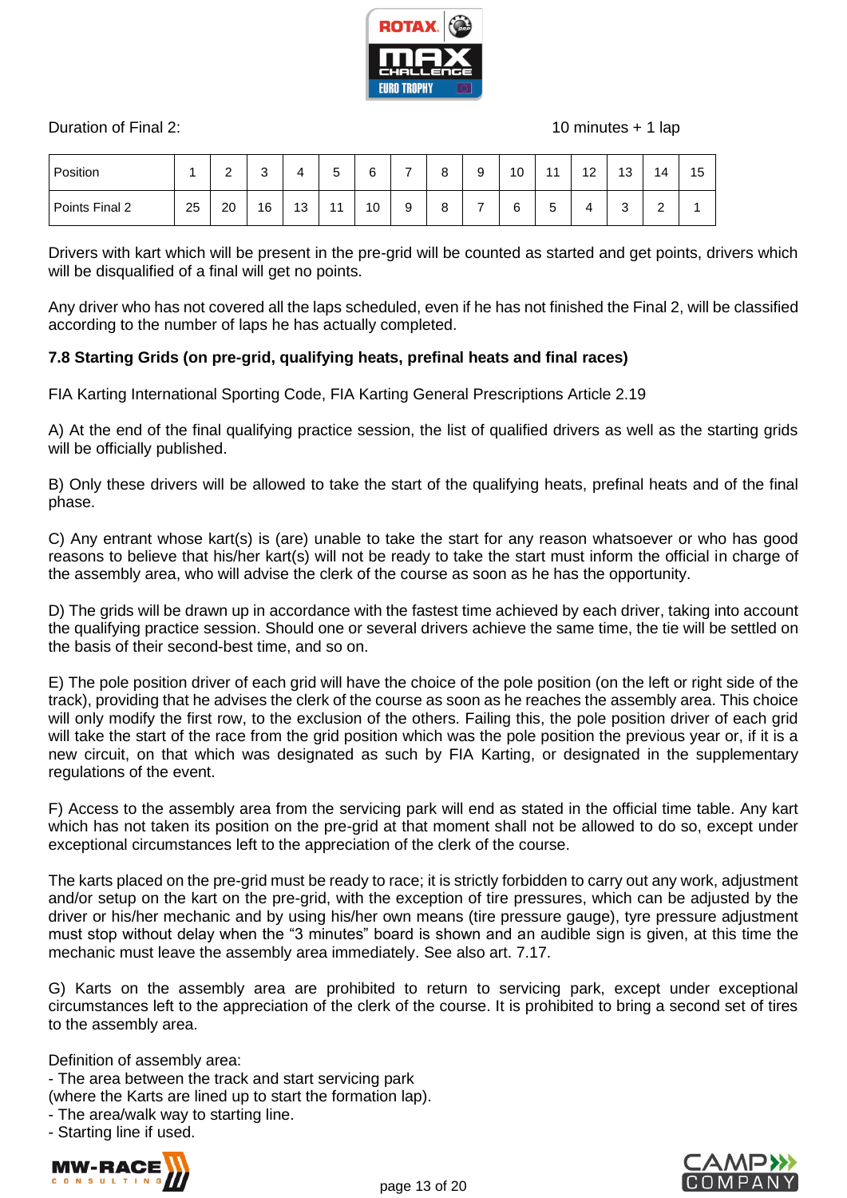Duration of Final 2: 10 minutes + 1 lap

| Position | 1 | 2 | 3 | 4 | 5 | 6 | 7 | 8 | 9 | 10 | 11 | 12 | 13 | 14 | 15 |
|---|---|---|---|---|---|---|---|---|---|---|---|---|---|---|---|
| Points Final 2 | 25 | 20 | 16 | 13 | 11 | 10 | 9 | 8 | 7 | 6 | 5 | 4 | 3 | 2 | 1 |

Drivers with kart which will be present in the pre-grid will be counted as started and get points, drivers which will be disqualified of a final will get no points.

Any driver who has not covered all the laps scheduled, even if he has not finished the Final 2, will be classified according to the number of laps he has actually completed.

**7.8 Starting Grids (on pre-grid, qualifying heats, prefinal heats and final races)**

FIA Karting International Sporting Code, FIA Karting General Prescriptions Article 2.19

A) At the end of the final qualifying practice session, the list of qualified drivers as well as the starting grids will be officially published.

B) Only these drivers will be allowed to take the start of the qualifying heats, prefinal heats and of the final phase.

C) Any entrant whose kart(s) is (are) unable to take the start for any reason whatsoever or who has good reasons to believe that his/her kart(s) will not be ready to take the start must inform the official in charge of the assembly area, who will advise the clerk of the course as soon as he has the opportunity.

D) The grids will be drawn up in accordance with the fastest time achieved by each driver, taking into account the qualifying practice session. Should one or several drivers achieve the same time, the tie will be settled on the basis of their second-best time, and so on.

E) The pole position driver of each grid will have the choice of the pole position (on the left or right side of the track), providing that he advises the clerk of the course as soon as he reaches the assembly area. This choice will only modify the first row, to the exclusion of the others. Failing this, the pole position driver of each grid will take the start of the race from the grid position which was the pole position the previous year or, if it is a new circuit, on that which was designated as such by FIA Karting, or designated in the supplementary regulations of the event.

F) Access to the assembly area from the servicing park will end as stated in the official time table. Any kart which has not taken its position on the pre-grid at that moment shall not be allowed to do so, except under exceptional circumstances left to the appreciation of the clerk of the course.

The karts placed on the pre-grid must be ready to race; it is strictly forbidden to carry out any work, adjustment and/or setup on the kart on the pre-grid, with the exception of tire pressures, which can be adjusted by the driver or his/her mechanic and by using his/her own means (tire pressure gauge), tyre pressure adjustment must stop without delay when the “3 minutes” board is shown and an audible sign is given, at this time the mechanic must leave the assembly area immediately. See also art. 7.17.

G) Karts on the assembly area are prohibited to return to servicing park, except under exceptional circumstances left to the appreciation of the clerk of the course. It is prohibited to bring a second set of tires to the assembly area.

Definition of assembly area:
- The area between the track and start servicing park
(where the Karts are lined up to start the formation lap).
- The area/walk way to starting line.
- Starting line if used.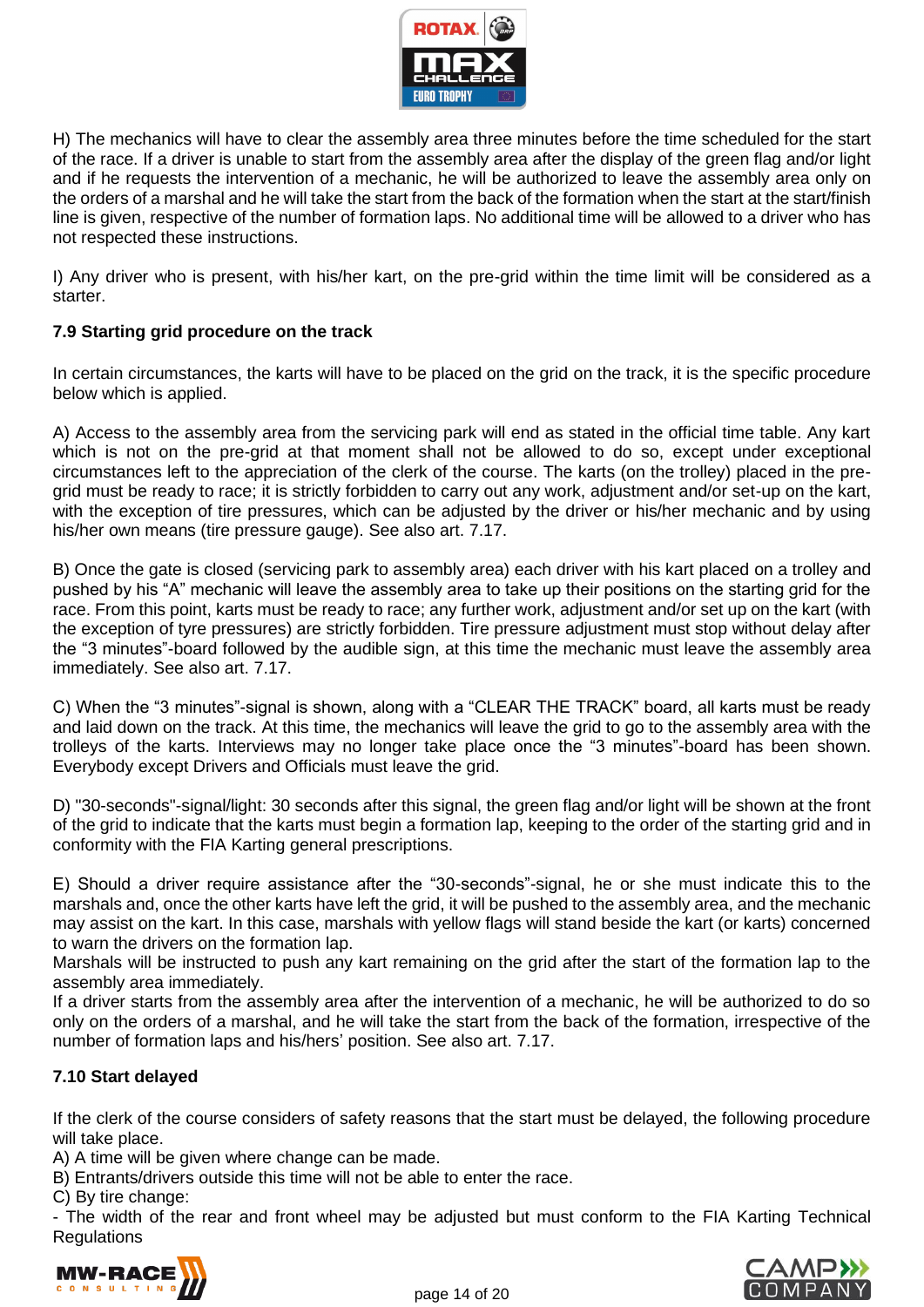H) The mechanics will have to clear the assembly area three minutes before the time scheduled for the start of the race. If a driver is unable to start from the assembly area after the display of the green flag and/or light and if he requests the intervention of a mechanic, he will be authorized to leave the assembly area only on the orders of a marshal and he will take the start from the back of the formation when the start at the start/finish line is given, respective of the number of formation laps. No additional time will be allowed to a driver who has not respected these instructions.

I) Any driver who is present, with his/her kart, on the pre-grid within the time limit will be considered as a starter.

**7.9 Starting grid procedure on the track**

In certain circumstances, the karts will have to be placed on the grid on the track, it is the specific procedure below which is applied.

A) Access to the assembly area from the servicing park will end as stated in the official time table. Any kart which is not on the pre-grid at that moment shall not be allowed to do so, except under exceptional circumstances left to the appreciation of the clerk of the course. The karts (on the trolley) placed in the pre-grid must be ready to race; it is strictly forbidden to carry out any work, adjustment and/or set-up on the kart, with the exception of tire pressures, which can be adjusted by the driver or his/her mechanic and by using his/her own means (tire pressure gauge). See also art. 7.17.

B) Once the gate is closed (servicing park to assembly area) each driver with his kart placed on a trolley and pushed by his “A” mechanic will leave the assembly area to take up their positions on the starting grid for the race. From this point, karts must be ready to race; any further work, adjustment and/or set up on the kart (with the exception of tyre pressures) are strictly forbidden. Tire pressure adjustment must stop without delay after the “3 minutes”-board followed by the audible sign, at this time the mechanic must leave the assembly area immediately. See also art. 7.17.

C) When the “3 minutes”-signal is shown, along with a “CLEAR THE TRACK” board, all karts must be ready and laid down on the track. At this time, the mechanics will leave the grid to go to the assembly area with the trolleys of the karts. Interviews may no longer take place once the “3 minutes”-board has been shown. Everybody except Drivers and Officials must leave the grid.

D) "30-seconds"-signal/light: 30 seconds after this signal, the green flag and/or light will be shown at the front of the grid to indicate that the karts must begin a formation lap, keeping to the order of the starting grid and in conformity with the FIA Karting general prescriptions.

E) Should a driver require assistance after the “30-seconds”-signal, he or she must indicate this to the marshals and, once the other karts have left the grid, it will be pushed to the assembly area, and the mechanic may assist on the kart. In this case, marshals with yellow flags will stand beside the kart (or karts) concerned to warn the drivers on the formation lap.
Marshals will be instructed to push any kart remaining on the grid after the start of the formation lap to the assembly area immediately.
If a driver starts from the assembly area after the intervention of a mechanic, he will be authorized to do so only on the orders of a marshal, and he will take the start from the back of the formation, irrespective of the number of formation laps and his/hers’ position. See also art. 7.17.

**7.10 Start delayed**

If the clerk of the course considers of safety reasons that the start must be delayed, the following procedure will take place.
A) A time will be given where change can be made.
B) Entrants/drivers outside this time will not be able to enter the race.
C) By tire change:
- The width of the rear and front wheel may be adjusted but must conform to the FIA Karting Technical Regulations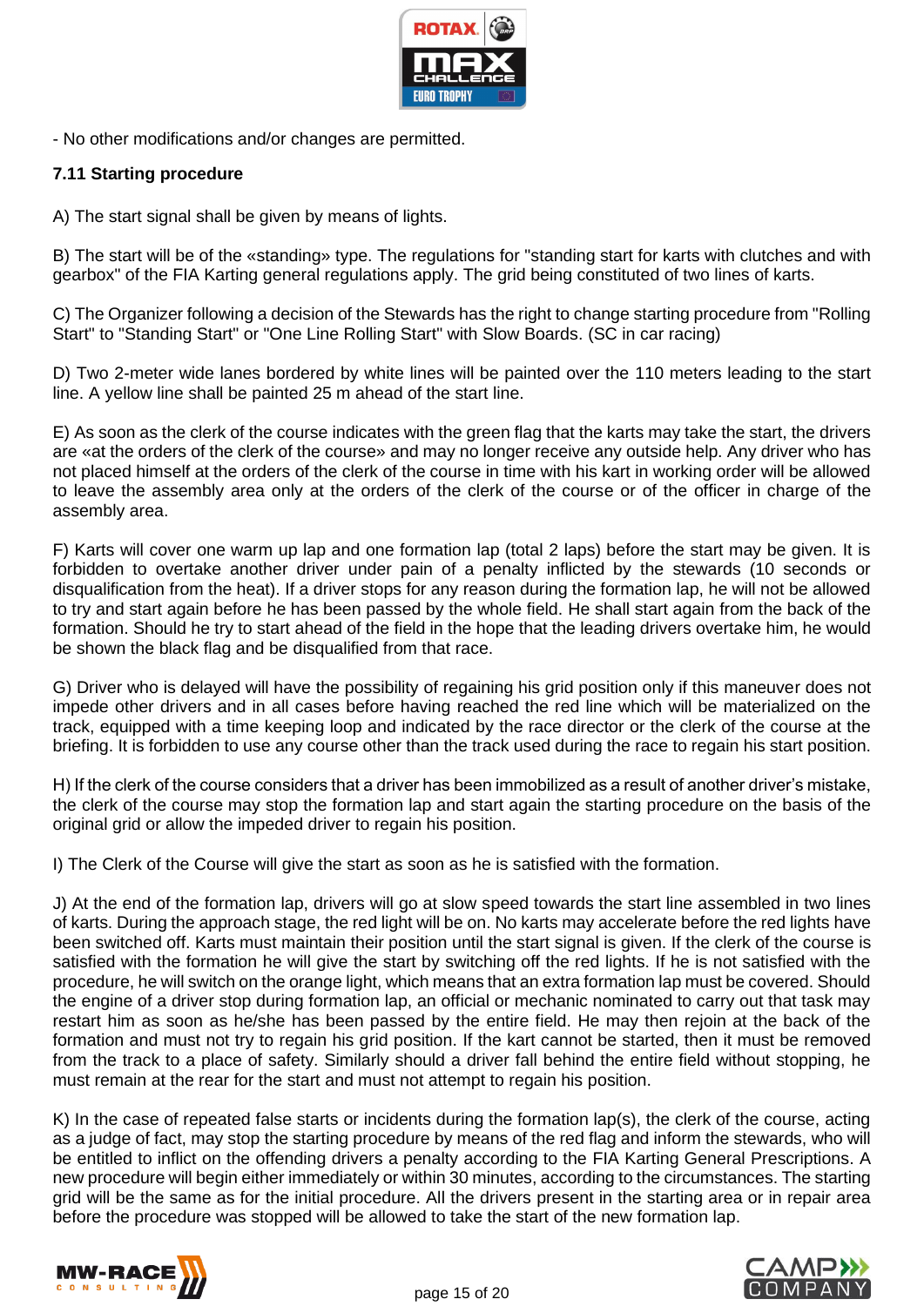- No other modifications and/or changes are permitted.

**7.11 Starting procedure**

A) The start signal shall be given by means of lights.

B) The start will be of the «standing» type. The regulations for "standing start for karts with clutches and with gearbox" of the FIA Karting general regulations apply. The grid being constituted of two lines of karts.

C) The Organizer following a decision of the Stewards has the right to change starting procedure from "Rolling Start" to "Standing Start" or "One Line Rolling Start" with Slow Boards. (SC in car racing)

D) Two 2-meter wide lanes bordered by white lines will be painted over the 110 meters leading to the start line. A yellow line shall be painted 25 m ahead of the start line.

E) As soon as the clerk of the course indicates with the green flag that the karts may take the start, the drivers are «at the orders of the clerk of the course» and may no longer receive any outside help. Any driver who has not placed himself at the orders of the clerk of the course in time with his kart in working order will be allowed to leave the assembly area only at the orders of the clerk of the course or of the officer in charge of the assembly area.

F) Karts will cover one warm up lap and one formation lap (total 2 laps) before the start may be given. It is forbidden to overtake another driver under pain of a penalty inflicted by the stewards (10 seconds or disqualification from the heat). If a driver stops for any reason during the formation lap, he will not be allowed to try and start again before he has been passed by the whole field. He shall start again from the back of the formation. Should he try to start ahead of the field in the hope that the leading drivers overtake him, he would be shown the black flag and be disqualified from that race.

G) Driver who is delayed will have the possibility of regaining his grid position only if this maneuver does not impede other drivers and in all cases before having reached the red line which will be materialized on the track, equipped with a time keeping loop and indicated by the race director or the clerk of the course at the briefing. It is forbidden to use any course other than the track used during the race to regain his start position.

H) If the clerk of the course considers that a driver has been immobilized as a result of another driver's mistake, the clerk of the course may stop the formation lap and start again the starting procedure on the basis of the original grid or allow the impeded driver to regain his position.

I) The Clerk of the Course will give the start as soon as he is satisfied with the formation.

J) At the end of the formation lap, drivers will go at slow speed towards the start line assembled in two lines of karts. During the approach stage, the red light will be on. No karts may accelerate before the red lights have been switched off. Karts must maintain their position until the start signal is given. If the clerk of the course is satisfied with the formation he will give the start by switching off the red lights. If he is not satisfied with the procedure, he will switch on the orange light, which means that an extra formation lap must be covered. Should the engine of a driver stop during formation lap, an official or mechanic nominated to carry out that task may restart him as soon as he/she has been passed by the entire field. He may then rejoin at the back of the formation and must not try to regain his grid position. If the kart cannot be started, then it must be removed from the track to a place of safety. Similarly should a driver fall behind the entire field without stopping, he must remain at the rear for the start and must not attempt to regain his position.

K) In the case of repeated false starts or incidents during the formation lap(s), the clerk of the course, acting as a judge of fact, may stop the starting procedure by means of the red flag and inform the stewards, who will be entitled to inflict on the offending drivers a penalty according to the FIA Karting General Prescriptions. A new procedure will begin either immediately or within 30 minutes, according to the circumstances. The starting grid will be the same as for the initial procedure. All the drivers present in the starting area or in repair area before the procedure was stopped will be allowed to take the start of the new formation lap.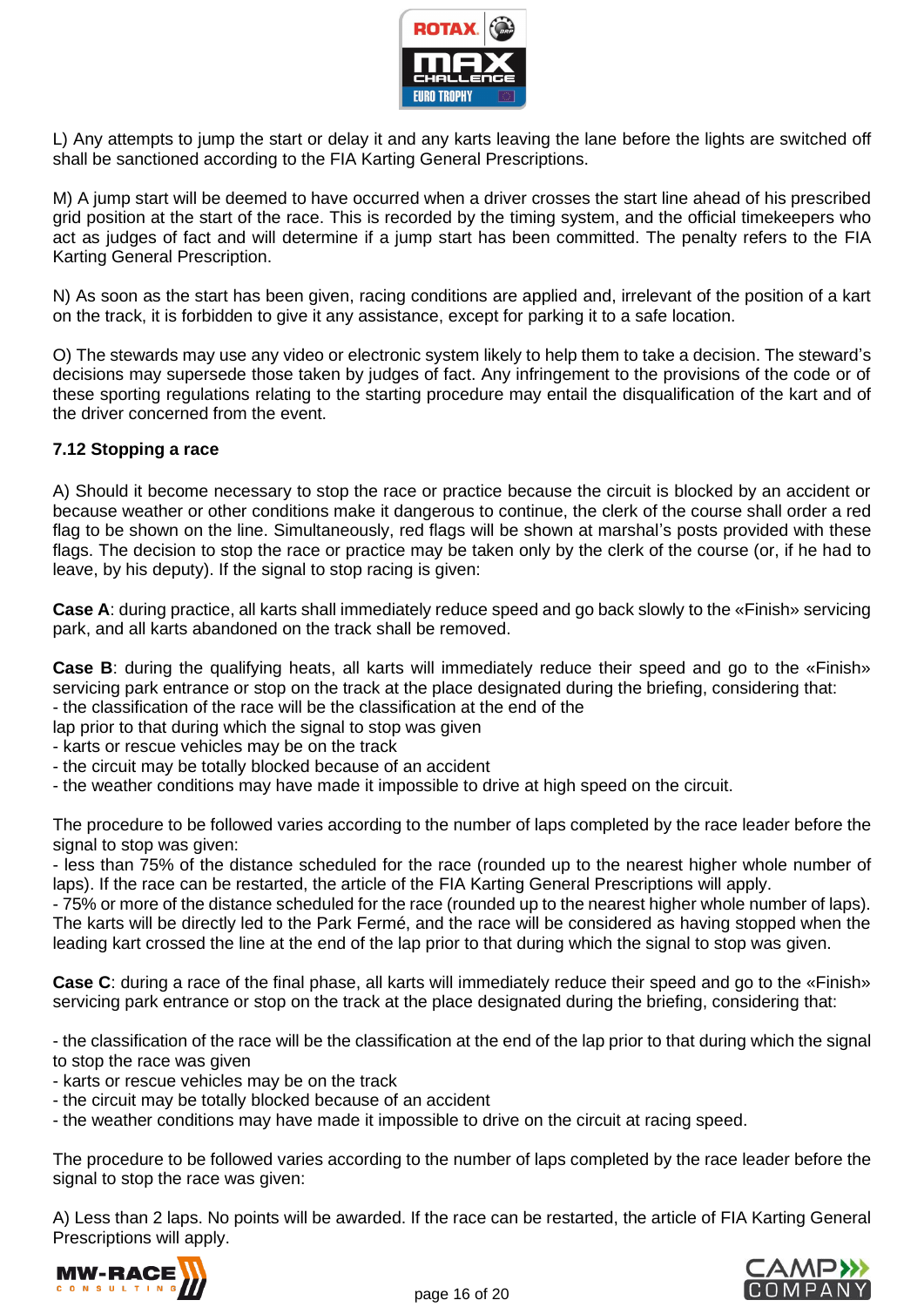L) Any attempts to jump the start or delay it and any karts leaving the lane before the lights are switched off shall be sanctioned according to the FIA Karting General Prescriptions.

M) A jump start will be deemed to have occurred when a driver crosses the start line ahead of his prescribed grid position at the start of the race. This is recorded by the timing system, and the official timekeepers who act as judges of fact and will determine if a jump start has been committed. The penalty refers to the FIA Karting General Prescription.

N) As soon as the start has been given, racing conditions are applied and, irrelevant of the position of a kart on the track, it is forbidden to give it any assistance, except for parking it to a safe location.

O) The stewards may use any video or electronic system likely to help them to take a decision. The steward's decisions may supersede those taken by judges of fact. Any infringement to the provisions of the code or of these sporting regulations relating to the starting procedure may entail the disqualification of the kart and of the driver concerned from the event.

**7.12 Stopping a race**

A) Should it become necessary to stop the race or practice because the circuit is blocked by an accident or because weather or other conditions make it dangerous to continue, the clerk of the course shall order a red flag to be shown on the line. Simultaneously, red flags will be shown at marshal's posts provided with these flags. The decision to stop the race or practice may be taken only by the clerk of the course (or, if he had to leave, by his deputy). If the signal to stop racing is given:

**Case A**: during practice, all karts shall immediately reduce speed and go back slowly to the «Finish» servicing park, and all karts abandoned on the track shall be removed.

**Case B**: during the qualifying heats, all karts will immediately reduce their speed and go to the «Finish» servicing park entrance or stop on the track at the place designated during the briefing, considering that:
- the classification of the race will be the classification at the end of the
lap prior to that during which the signal to stop was given
- karts or rescue vehicles may be on the track
- the circuit may be totally blocked because of an accident
- the weather conditions may have made it impossible to drive at high speed on the circuit.

The procedure to be followed varies according to the number of laps completed by the race leader before the signal to stop was given:
- less than 75% of the distance scheduled for the race (rounded up to the nearest higher whole number of laps). If the race can be restarted, the article of the FIA Karting General Prescriptions will apply.
- 75% or more of the distance scheduled for the race (rounded up to the nearest higher whole number of laps). The karts will be directly led to the Park Fermé, and the race will be considered as having stopped when the leading kart crossed the line at the end of the lap prior to that during which the signal to stop was given.

**Case C**: during a race of the final phase, all karts will immediately reduce their speed and go to the «Finish» servicing park entrance or stop on the track at the place designated during the briefing, considering that:

- the classification of the race will be the classification at the end of the lap prior to that during which the signal to stop the race was given
- karts or rescue vehicles may be on the track
- the circuit may be totally blocked because of an accident
- the weather conditions may have made it impossible to drive on the circuit at racing speed.

The procedure to be followed varies according to the number of laps completed by the race leader before the signal to stop the race was given:

A) Less than 2 laps. No points will be awarded. If the race can be restarted, the article of FIA Karting General Prescriptions will apply.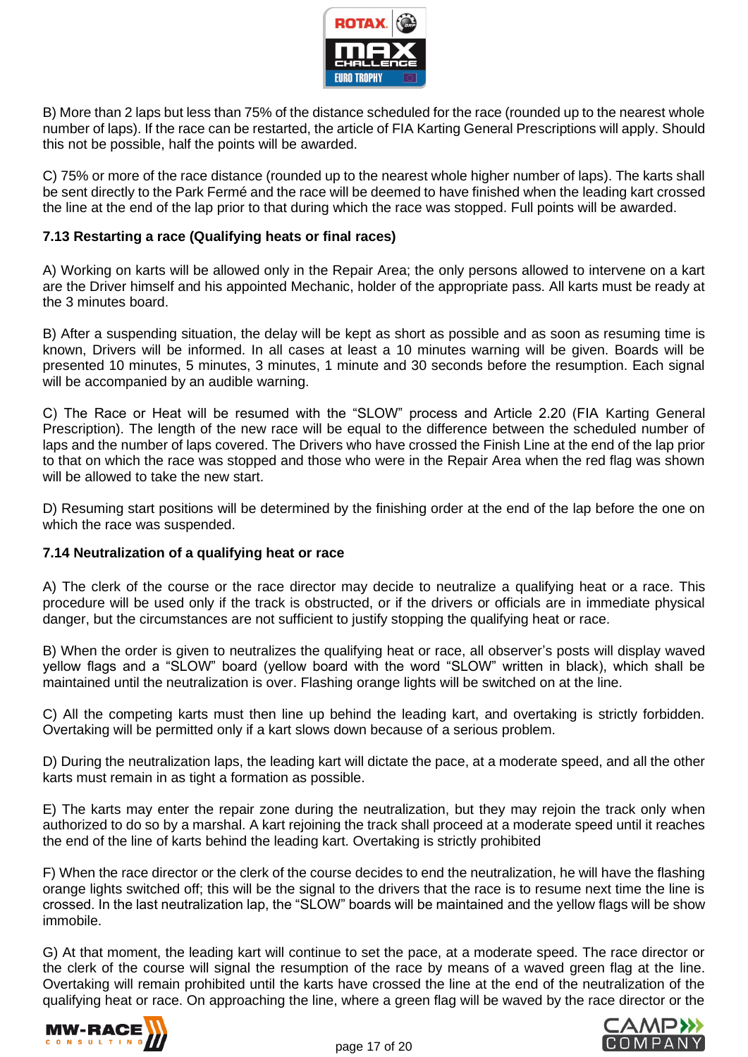B) More than 2 laps but less than 75% of the distance scheduled for the race (rounded up to the nearest whole number of laps). If the race can be restarted, the article of FIA Karting General Prescriptions will apply. Should this not be possible, half the points will be awarded.

C) 75% or more of the race distance (rounded up to the nearest whole higher number of laps). The karts shall be sent directly to the Park Fermé and the race will be deemed to have finished when the leading kart crossed the line at the end of the lap prior to that during which the race was stopped. Full points will be awarded.

**7.13 Restarting a race (Qualifying heats or final races)**

A) Working on karts will be allowed only in the Repair Area; the only persons allowed to intervene on a kart are the Driver himself and his appointed Mechanic, holder of the appropriate pass. All karts must be ready at the 3 minutes board.

B) After a suspending situation, the delay will be kept as short as possible and as soon as resuming time is known, Drivers will be informed. In all cases at least a 10 minutes warning will be given. Boards will be presented 10 minutes, 5 minutes, 3 minutes, 1 minute and 30 seconds before the resumption. Each signal will be accompanied by an audible warning.

C) The Race or Heat will be resumed with the "SLOW" process and Article 2.20 (FIA Karting General Prescription). The length of the new race will be equal to the difference between the scheduled number of laps and the number of laps covered. The Drivers who have crossed the Finish Line at the end of the lap prior to that on which the race was stopped and those who were in the Repair Area when the red flag was shown will be allowed to take the new start.

D) Resuming start positions will be determined by the finishing order at the end of the lap before the one on which the race was suspended.

**7.14 Neutralization of a qualifying heat or race**

A) The clerk of the course or the race director may decide to neutralize a qualifying heat or a race. This procedure will be used only if the track is obstructed, or if the drivers or officials are in immediate physical danger, but the circumstances are not sufficient to justify stopping the qualifying heat or race.

B) When the order is given to neutralizes the qualifying heat or race, all observer's posts will display waved yellow flags and a "SLOW" board (yellow board with the word "SLOW" written in black), which shall be maintained until the neutralization is over. Flashing orange lights will be switched on at the line.

C) All the competing karts must then line up behind the leading kart, and overtaking is strictly forbidden. Overtaking will be permitted only if a kart slows down because of a serious problem.

D) During the neutralization laps, the leading kart will dictate the pace, at a moderate speed, and all the other karts must remain in as tight a formation as possible.

E) The karts may enter the repair zone during the neutralization, but they may rejoin the track only when authorized to do so by a marshal. A kart rejoining the track shall proceed at a moderate speed until it reaches the end of the line of karts behind the leading kart. Overtaking is strictly prohibited

F) When the race director or the clerk of the course decides to end the neutralization, he will have the flashing orange lights switched off; this will be the signal to the drivers that the race is to resume next time the line is crossed. In the last neutralization lap, the "SLOW" boards will be maintained and the yellow flags will be show immobile.

G) At that moment, the leading kart will continue to set the pace, at a moderate speed. The race director or the clerk of the course will signal the resumption of the race by means of a waved green flag at the line. Overtaking will remain prohibited until the karts have crossed the line at the end of the neutralization of the qualifying heat or race. On approaching the line, where a green flag will be waved by the race director or the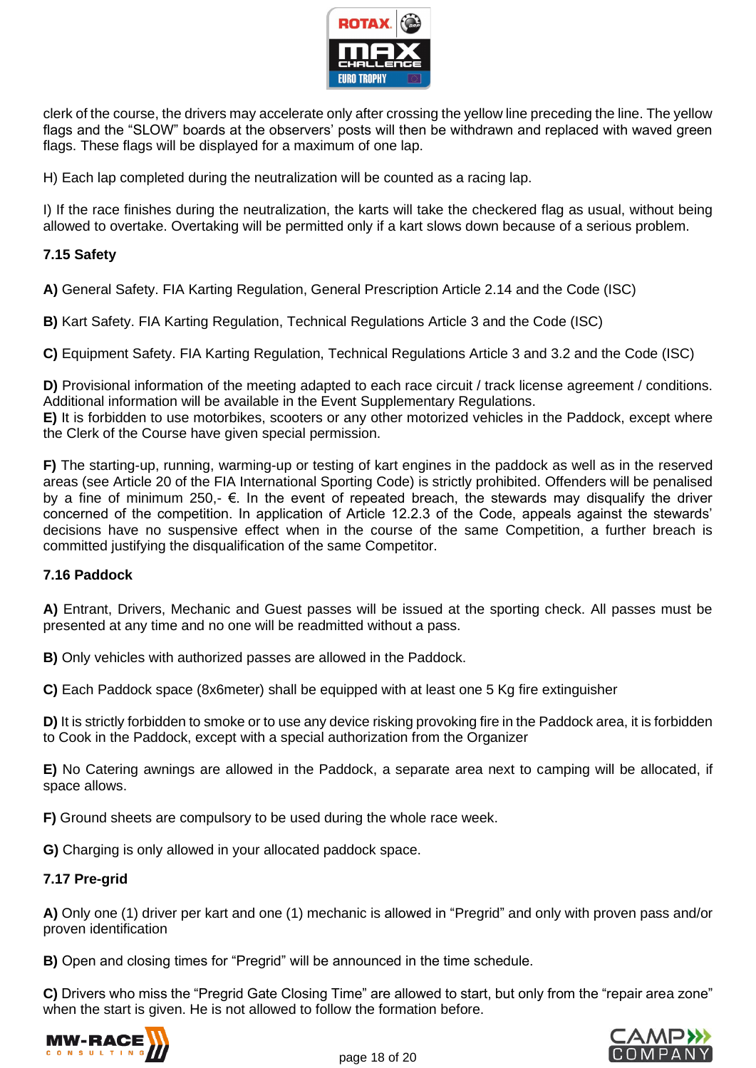clerk of the course, the drivers may accelerate only after crossing the yellow line preceding the line. The yellow flags and the "SLOW" boards at the observers' posts will then be withdrawn and replaced with waved green flags. These flags will be displayed for a maximum of one lap.

H) Each lap completed during the neutralization will be counted as a racing lap.

I) If the race finishes during the neutralization, the karts will take the checkered flag as usual, without being allowed to overtake. Overtaking will be permitted only if a kart slows down because of a serious problem.

### 7.15 Safety

**A)** General Safety. FIA Karting Regulation, General Prescription Article 2.14 and the Code (ISC)

**B)** Kart Safety. FIA Karting Regulation, Technical Regulations Article 3 and the Code (ISC)

**C)** Equipment Safety. FIA Karting Regulation, Technical Regulations Article 3 and 3.2 and the Code (ISC)

**D)** Provisional information of the meeting adapted to each race circuit / track license agreement / conditions. Additional information will be available in the Event Supplementary Regulations.
**E)** It is forbidden to use motorbikes, scooters or any other motorized vehicles in the Paddock, except where the Clerk of the Course have given special permission.

**F)** The starting-up, running, warming-up or testing of kart engines in the paddock as well as in the reserved areas (see Article 20 of the FIA International Sporting Code) is strictly prohibited. Offenders will be penalised by a fine of minimum 250,- €. In the event of repeated breach, the stewards may disqualify the driver concerned of the competition. In application of Article 12.2.3 of the Code, appeals against the stewards' decisions have no suspensive effect when in the course of the same Competition, a further breach is committed justifying the disqualification of the same Competitor.

### 7.16 Paddock

**A)** Entrant, Drivers, Mechanic and Guest passes will be issued at the sporting check. All passes must be presented at any time and no one will be readmitted without a pass.

**B)** Only vehicles with authorized passes are allowed in the Paddock.

**C)** Each Paddock space (8x6meter) shall be equipped with at least one 5 Kg fire extinguisher

**D)** It is strictly forbidden to smoke or to use any device risking provoking fire in the Paddock area, it is forbidden to Cook in the Paddock, except with a special authorization from the Organizer

**E)** No Catering awnings are allowed in the Paddock, a separate area next to camping will be allocated, if space allows.

**F)** Ground sheets are compulsory to be used during the whole race week.

**G)** Charging is only allowed in your allocated paddock space.

### 7.17 Pre-grid

**A)** Only one (1) driver per kart and one (1) mechanic is allowed in "Pregrid" and only with proven pass and/or proven identification

**B)** Open and closing times for "Pregrid" will be announced in the time schedule.

**C)** Drivers who miss the "Pregrid Gate Closing Time" are allowed to start, but only from the "repair area zone" when the start is given. He is not allowed to follow the formation before.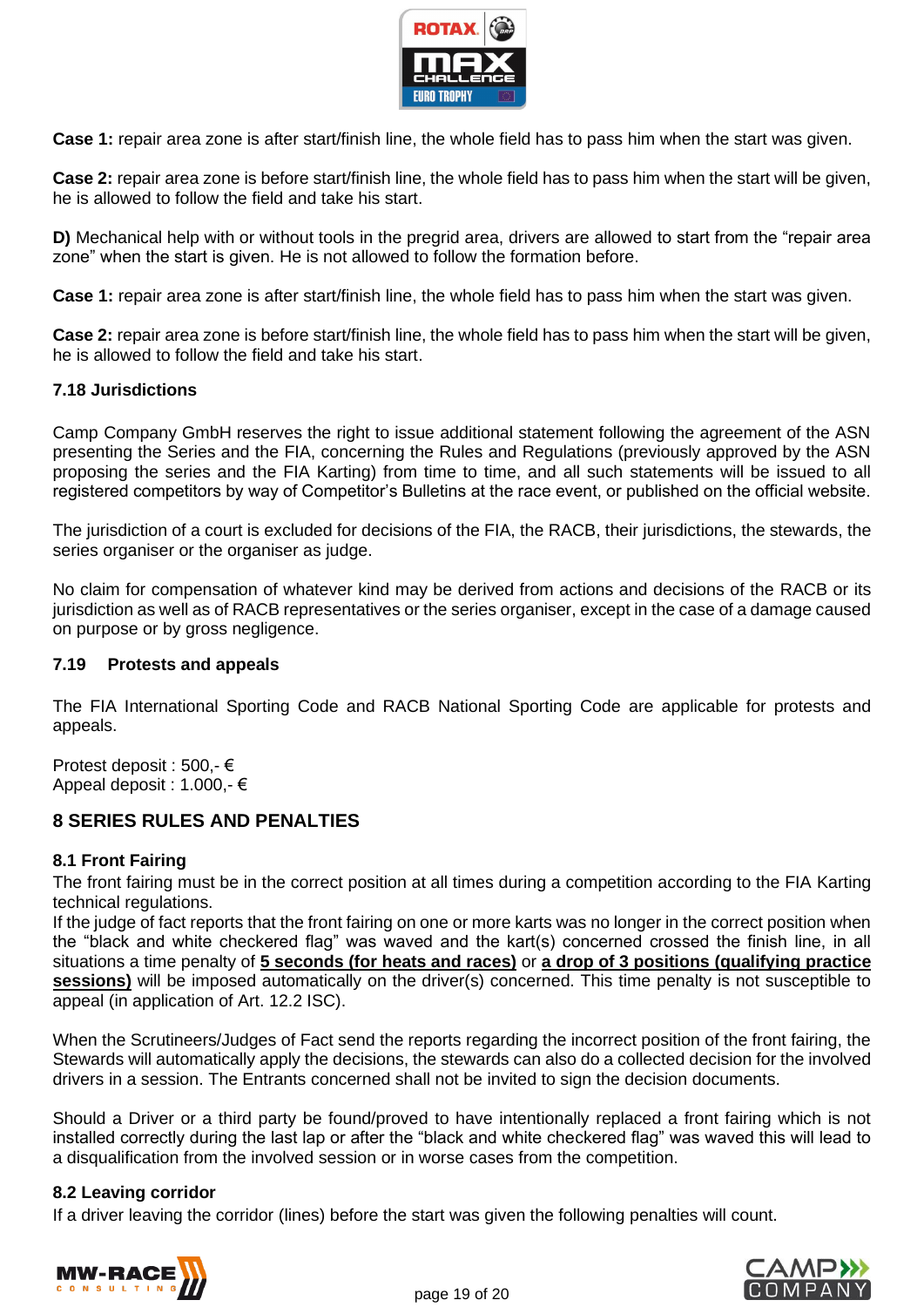**Case 1:** repair area zone is after start/finish line, the whole field has to pass him when the start was given.

**Case 2:** repair area zone is before start/finish line, the whole field has to pass him when the start will be given, he is allowed to follow the field and take his start.

**D)** Mechanical help with or without tools in the pregrid area, drivers are allowed to start from the “repair area zone” when the start is given. He is not allowed to follow the formation before.

**Case 1:** repair area zone is after start/finish line, the whole field has to pass him when the start was given.

**Case 2:** repair area zone is before start/finish line, the whole field has to pass him when the start will be given, he is allowed to follow the field and take his start.

### 7.18 Jurisdictions

Camp Company GmbH reserves the right to issue additional statement following the agreement of the ASN presenting the Series and the FIA, concerning the Rules and Regulations (previously approved by the ASN proposing the series and the FIA Karting) from time to time, and all such statements will be issued to all registered competitors by way of Competitor’s Bulletins at the race event, or published on the official website.

The jurisdiction of a court is excluded for decisions of the FIA, the RACB, their jurisdictions, the stewards, the series organiser or the organiser as judge.

No claim for compensation of whatever kind may be derived from actions and decisions of the RACB or its jurisdiction as well as of RACB representatives or the series organiser, except in the case of a damage caused on purpose or by gross negligence.

### 7.19 Protests and appeals

The FIA International Sporting Code and RACB National Sporting Code are applicable for protests and appeals.

Protest deposit : 500,- €
Appeal deposit : 1.000,- €

## 8 SERIES RULES AND PENALTIES

### 8.1 Front Fairing

The front fairing must be in the correct position at all times during a competition according to the FIA Karting technical regulations.
If the judge of fact reports that the front fairing on one or more karts was no longer in the correct position when the “black and white checkered flag” was waved and the kart(s) concerned crossed the finish line, in all situations a time penalty of **5 seconds (for heats and races)** or **a drop of 3 positions (qualifying practice sessions)** will be imposed automatically on the driver(s) concerned. This time penalty is not susceptible to appeal (in application of Art. 12.2 ISC).

When the Scrutineers/Judges of Fact send the reports regarding the incorrect position of the front fairing, the Stewards will automatically apply the decisions, the stewards can also do a collected decision for the involved drivers in a session. The Entrants concerned shall not be invited to sign the decision documents.

Should a Driver or a third party be found/proved to have intentionally replaced a front fairing which is not installed correctly during the last lap or after the “black and white checkered flag” was waved this will lead to a disqualification from the involved session or in worse cases from the competition.

### 8.2 Leaving corridor

If a driver leaving the corridor (lines) before the start was given the following penalties will count.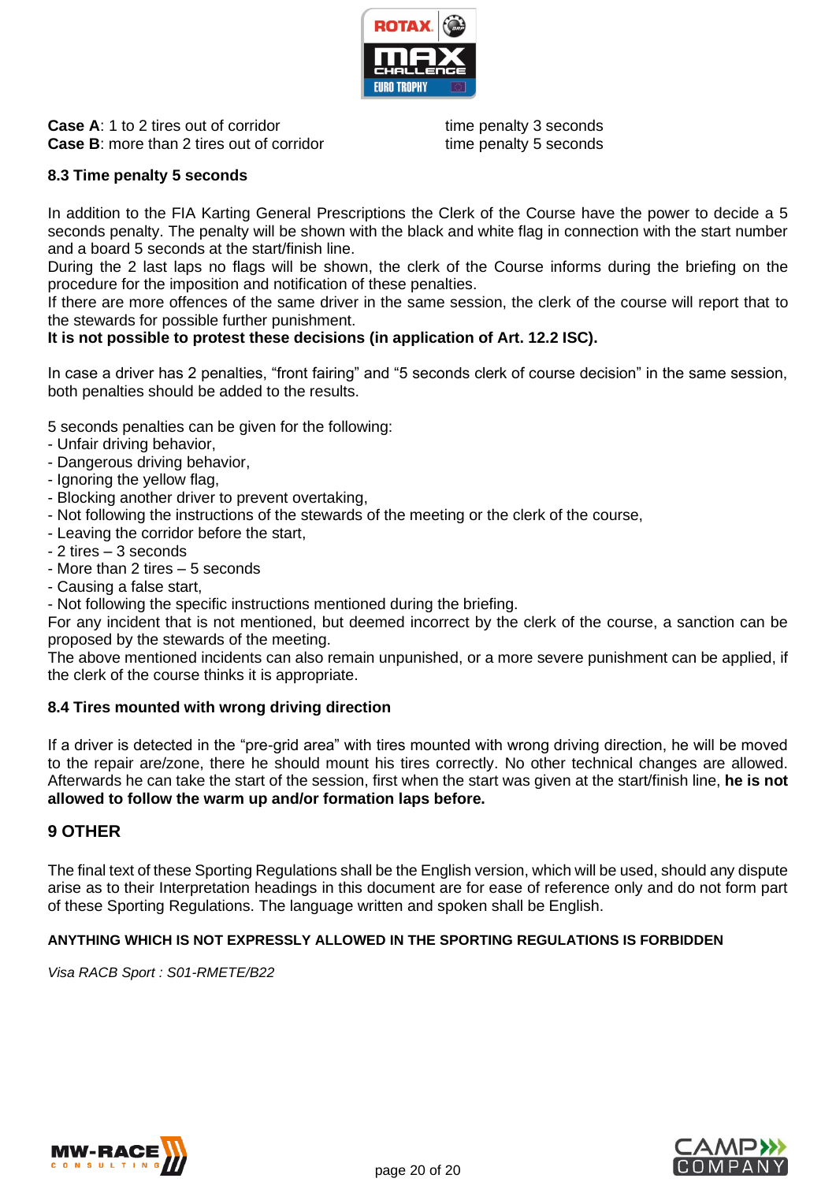**Case A**: 1 to 2 tires out of corridor time penalty 3 seconds
**Case B**: more than 2 tires out of corridor time penalty 5 seconds

### 8.3 Time penalty 5 seconds

In addition to the FIA Karting General Prescriptions the Clerk of the Course have the power to decide a 5 seconds penalty. The penalty will be shown with the black and white flag in connection with the start number and a board 5 seconds at the start/finish line.
During the 2 last laps no flags will be shown, the clerk of the Course informs during the briefing on the procedure for the imposition and notification of these penalties.
If there are more offences of the same driver in the same session, the clerk of the course will report that to the stewards for possible further punishment.
**It is not possible to protest these decisions (in application of Art. 12.2 ISC).**

In case a driver has 2 penalties, “front fairing” and “5 seconds clerk of course decision” in the same session, both penalties should be added to the results.

5 seconds penalties can be given for the following:
- Unfair driving behavior,
- Dangerous driving behavior,
- Ignoring the yellow flag,
- Blocking another driver to prevent overtaking,
- Not following the instructions of the stewards of the meeting or the clerk of the course,
- Leaving the corridor before the start,
- 2 tires – 3 seconds
- More than 2 tires – 5 seconds
- Causing a false start,
- Not following the specific instructions mentioned during the briefing.

For any incident that is not mentioned, but deemed incorrect by the clerk of the course, a sanction can be proposed by the stewards of the meeting.
The above mentioned incidents can also remain unpunished, or a more severe punishment can be applied, if the clerk of the course thinks it is appropriate.

### 8.4 Tires mounted with wrong driving direction

If a driver is detected in the “pre-grid area” with tires mounted with wrong driving direction, he will be moved to the repair are/zone, there he should mount his tires correctly. No other technical changes are allowed. Afterwards he can take the start of the session, first when the start was given at the start/finish line, **he is not allowed to follow the warm up and/or formation laps before.**

## 9 OTHER

The final text of these Sporting Regulations shall be the English version, which will be used, should any dispute arise as to their Interpretation headings in this document are for ease of reference only and do not form part of these Sporting Regulations. The language written and spoken shall be English.

**ANYTHING WHICH IS NOT EXPRESSLY ALLOWED IN THE SPORTING REGULATIONS IS FORBIDDEN**

*Visa RACB Sport : S01-RMETE/B22*